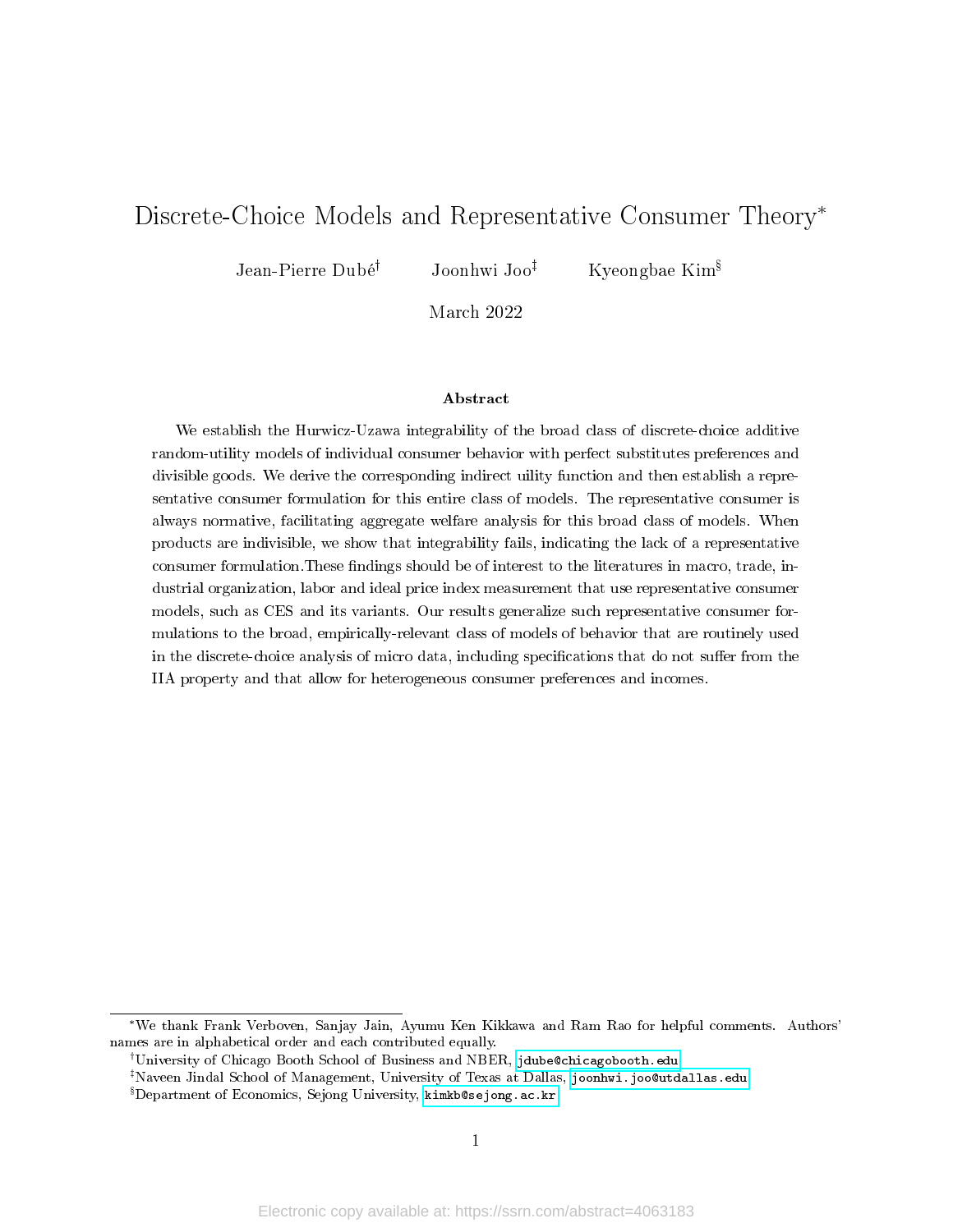# Discrete-Choice Models and Representative Consumer Theory*

Jean-Pierre Dubé[†] Joonhwi Joo[‡] Kyeongbae Kim[§]

March 2022

### Abstract

We establish the Hurwicz-Uzawa integrability of the broad class of discrete-choice additive random-utility models of individual consumer behavior with perfect substitutes preferences and divisible goods. We derive the corresponding indirect utility function and then establish a representative consumer formulation for this entire class of models. The representative consumer is always normative, facilitating aggregate welfare analysis for this broad class of models. When products are indivisible, we show that integrability fails, indicating the lack of a representative consumer formulation.These findings should be of interest to the literatures in macro, trade, industrial organization, labor and ideal price index measurement that use representative consumer models, such as CES and its variants. Our results generalize such representative consumer formulations to the broad, empirically-relevant class of models of behavior that are routinely used in the discrete-choice analysis of micro data, including specifications that do not suffer from the IIA property and that allow for heterogeneous consumer preferences and incomes.

---

*We thank Frank Verboven, Sanjay Jain, Ayumu Ken Kikkawa and Ram Rao for helpful comments. Authors' names are in alphabetical order and each contributed equally.

[†]University of Chicago Booth School of Business and NBER, jdube@chicagobooth.edu

[‡]Naveen Jindal School of Management, University of Texas at Dallas, joonhwi.joo@utdallas.edu

[§]Department of Economics, Sejong University, kimkb@sejong.ac.kr

Electronic copy available at: https://ssrn.com/abstract=4063183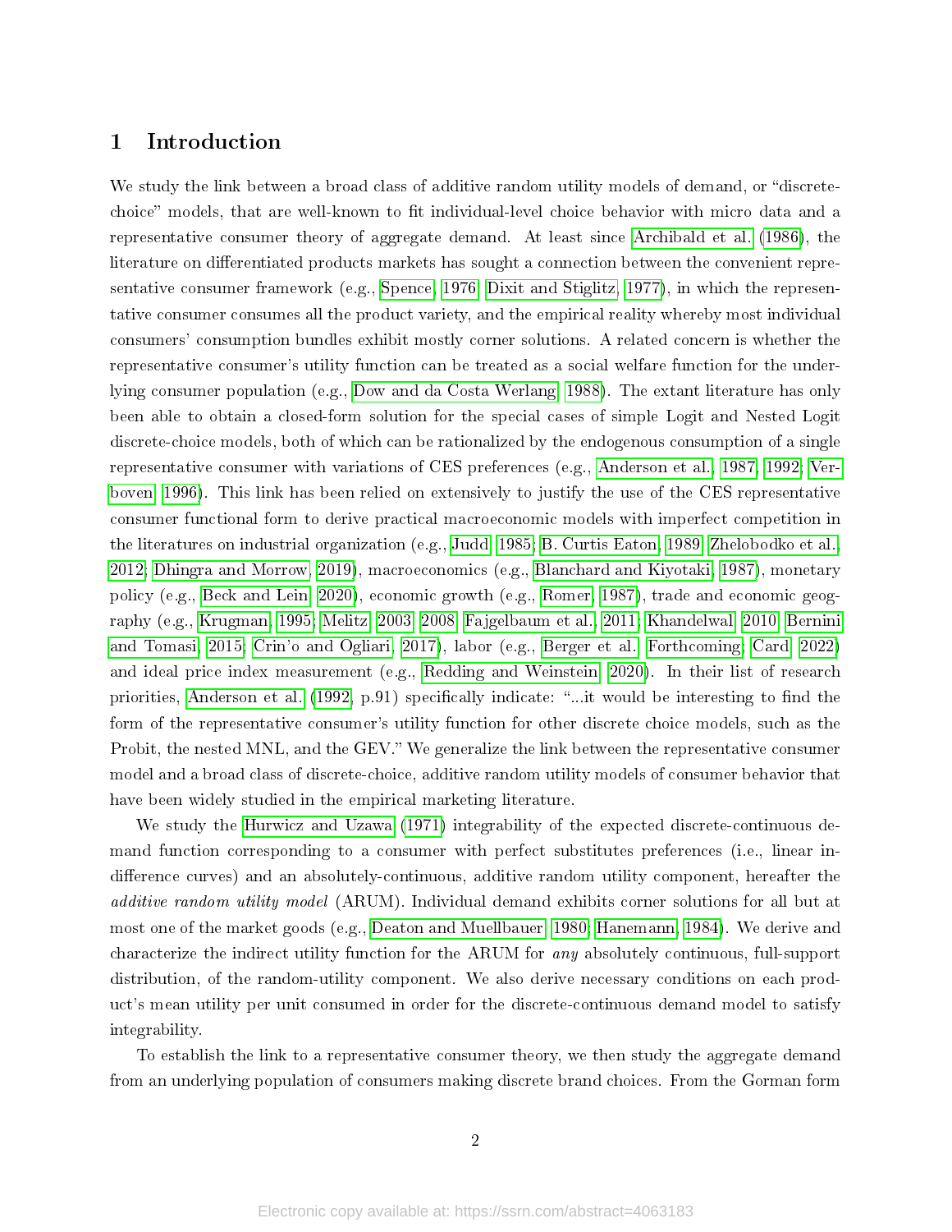# 1 Introduction

We study the link between a broad class of additive random utility models of demand, or "discrete-choice" models, that are well-known to fit individual-level choice behavior with micro data and a representative consumer theory of aggregate demand. At least since Archibald et al. (1986), the literature on differentiated products markets has sought a connection between the convenient representative consumer framework (e.g., Spence, 1976; Dixit and Stiglitz, 1977), in which the representative consumer consumes all the product variety, and the empirical reality whereby most individual consumers' consumption bundles exhibit mostly corner solutions. A related concern is whether the representative consumer's utility function can be treated as a social welfare function for the underlying consumer population (e.g., Dow and da Costa Werlang, 1988). The extant literature has only been able to obtain a closed-form solution for the special cases of simple Logit and Nested Logit discrete-choice models, both of which can be rationalized by the endogenous consumption of a single representative consumer with variations of CES preferences (e.g., Anderson et al., 1987, 1992; Verboven, 1996). This link has been relied on extensively to justify the use of the CES representative consumer functional form to derive practical macroeconomic models with imperfect competition in the literatures on industrial organization (e.g., Judd, 1985; B. Curtis Eaton, 1989; Zhelobodko et al., 2012; Dhingra and Morrow, 2019), macroeconomics (e.g., Blanchard and Kiyotaki, 1987), monetary policy (e.g., Beck and Lein, 2020), economic growth (e.g., Romer, 1987), trade and economic geography (e.g., Krugman, 1995; Melitz, 2003, 2008; Fajgelbaum et al., 2011; Khandelwal, 2010; Bernini and Tomasi, 2015; Crin'o and Ogliari, 2017), labor (e.g., Berger et al., Forthcoming; Card, 2022) and ideal price index measurement (e.g., Redding and Weinstein, 2020). In their list of research priorities, Anderson et al. (1992, p.91) specifically indicate: "...it would be interesting to find the form of the representative consumer's utility function for other discrete choice models, such as the Probit, the nested MNL, and the GEV." We generalize the link between the representative consumer model and a broad class of discrete-choice, additive random utility models of consumer behavior that have been widely studied in the empirical marketing literature.

We study the Hurwicz and Uzawa (1971) integrability of the expected discrete-continuous demand function corresponding to a consumer with perfect substitutes preferences (i.e., linear indifference curves) and an absolutely-continuous, additive random utility component, hereafter the *additive random utility model* (ARUM). Individual demand exhibits corner solutions for all but at most one of the market goods (e.g., Deaton and Muellbauer, 1980; Hanemann, 1984). We derive and characterize the indirect utility function for the ARUM for *any* absolutely continuous, full-support distribution, of the random-utility component. We also derive necessary conditions on each product's mean utility per unit consumed in order for the discrete-continuous demand model to satisfy integrability.

To establish the link to a representative consumer theory, we then study the aggregate demand from an underlying population of consumers making discrete brand choices. From the Gorman form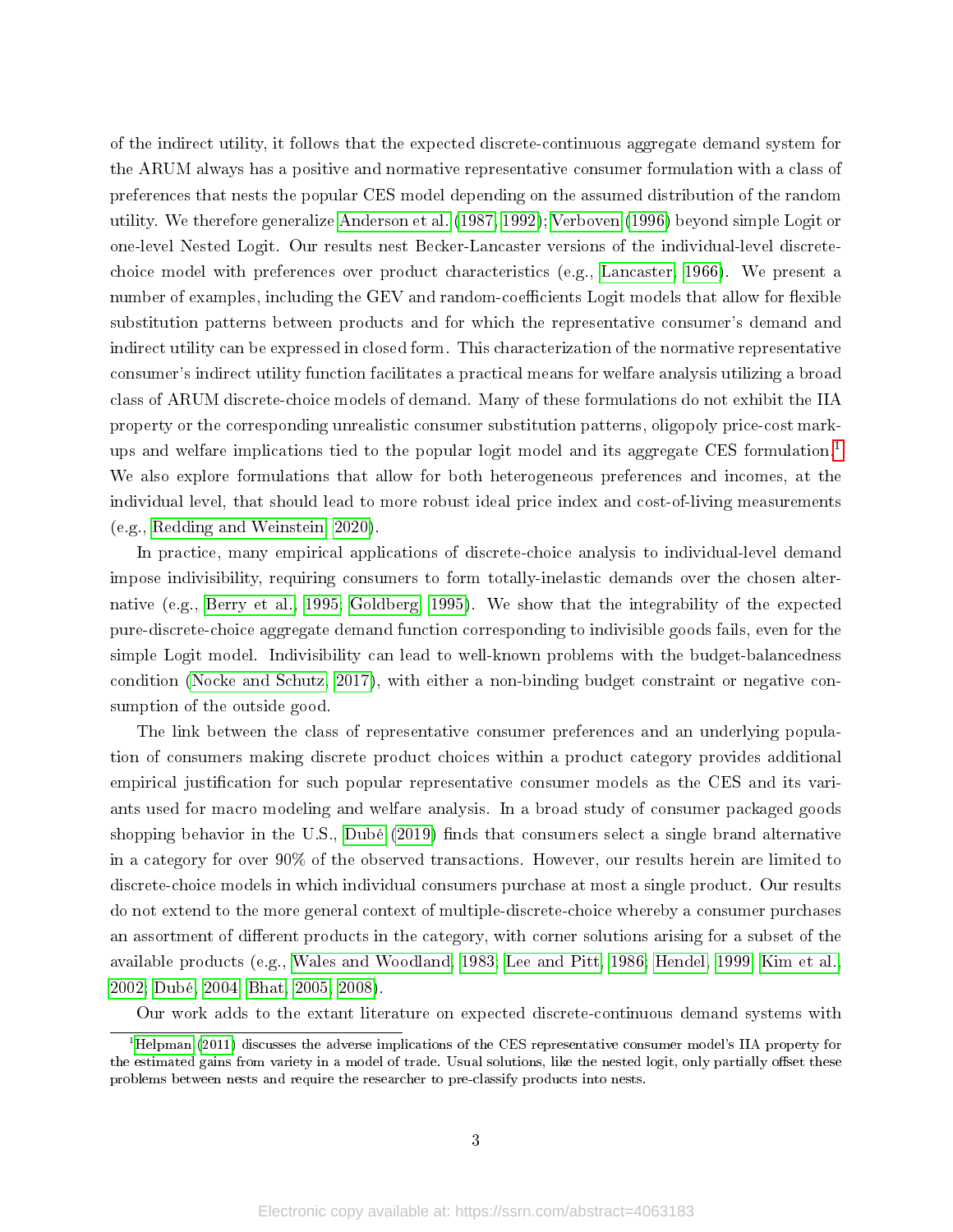of the indirect utility, it follows that the expected discrete-continuous aggregate demand system for the ARUM always has a positive and normative representative consumer formulation with a class of preferences that nests the popular CES model depending on the assumed distribution of the random utility. We therefore generalize Anderson et al. (1987, 1992); Verboven (1996) beyond simple Logit or one-level Nested Logit. Our results nest Becker-Lancaster versions of the individual-level discrete-choice model with preferences over product characteristics (e.g., Lancaster, 1966). We present a number of examples, including the GEV and random-coefficients Logit models that allow for flexible substitution patterns between products and for which the representative consumer's demand and indirect utility can be expressed in closed form. This characterization of the normative representative consumer's indirect utility function facilitates a practical means for welfare analysis utilizing a broad class of ARUM discrete-choice models of demand. Many of these formulations do not exhibit the IIA property or the corresponding unrealistic consumer substitution patterns, oligopoly price-cost markups and welfare implications tied to the popular logit model and its aggregate CES formulation.[1] We also explore formulations that allow for both heterogeneous preferences and incomes, at the individual level, that should lead to more robust ideal price index and cost-of-living measurements (e.g., Redding and Weinstein, 2020).

In practice, many empirical applications of discrete-choice analysis to individual-level demand impose indivisibility, requiring consumers to form totally-inelastic demands over the chosen alternative (e.g., Berry et al., 1995; Goldberg, 1995). We show that the integrability of the expected pure-discrete-choice aggregate demand function corresponding to indivisible goods fails, even for the simple Logit model. Indivisibility can lead to well-known problems with the budget-balancedness condition (Nocke and Schutz, 2017), with either a non-binding budget constraint or negative consumption of the outside good.

The link between the class of representative consumer preferences and an underlying population of consumers making discrete product choices within a product category provides additional empirical justification for such popular representative consumer models as the CES and its variants used for macro modeling and welfare analysis. In a broad study of consumer packaged goods shopping behavior in the U.S., Dubé (2019) finds that consumers select a single brand alternative in a category for over 90% of the observed transactions. However, our results herein are limited to discrete-choice models in which individual consumers purchase at most a single product. Our results do not extend to the more general context of multiple-discrete-choice whereby a consumer purchases an assortment of different products in the category, with corner solutions arising for a subset of the available products (e.g., Wales and Woodland, 1983; Lee and Pitt, 1986; Hendel, 1999; Kim et al., 2002; Dubé, 2004; Bhat, 2005, 2008).

Our work adds to the extant literature on expected discrete-continuous demand systems with

[1] Helpman (2011) discusses the adverse implications of the CES representative consumer model's IIA property for the estimated gains from variety in a model of trade. Usual solutions, like the nested logit, only partially offset these problems between nests and require the researcher to pre-classify products into nests.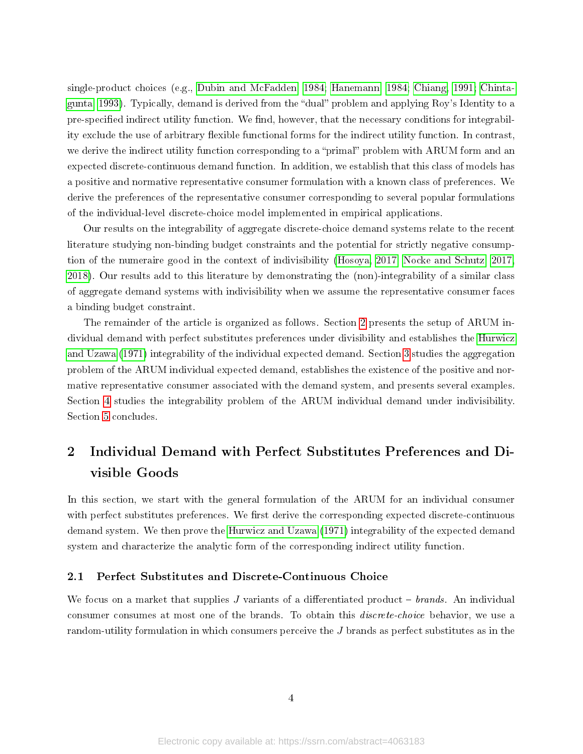single-product choices (e.g., Dubin and McFadden, 1984; Hanemann, 1984; Chiang, 1991; Chintagunta, 1993). Typically, demand is derived from the "dual" problem and applying Roy's Identity to a pre-specified indirect utility function. We find, however, that the necessary conditions for integrability exclude the use of arbitrary flexible functional forms for the indirect utility function. In contrast, we derive the indirect utility function corresponding to a "primal" problem with ARUM form and an expected discrete-continuous demand function. In addition, we establish that this class of models has a positive and normative representative consumer formulation with a known class of preferences. We derive the preferences of the representative consumer corresponding to several popular formulations of the individual-level discrete-choice model implemented in empirical applications.

Our results on the integrability of aggregate discrete-choice demand systems relate to the recent literature studying non-binding budget constraints and the potential for strictly negative consumption of the numeraire good in the context of indivisibility (Hosoya, 2017; Nocke and Schutz, 2017, 2018). Our results add to this literature by demonstrating the (non)-integrability of a similar class of aggregate demand systems with indivisibility when we assume the representative consumer faces a binding budget constraint.

The remainder of the article is organized as follows. Section 2 presents the setup of ARUM individual demand with perfect substitutes preferences under divisibility and establishes the Hurwicz and Uzawa (1971) integrability of the individual expected demand. Section 3 studies the aggregation problem of the ARUM individual expected demand, establishes the existence of the positive and normative representative consumer associated with the demand system, and presents several examples. Section 4 studies the integrability problem of the ARUM individual demand under indivisibility. Section 5 concludes.

# 2 Individual Demand with Perfect Substitutes Preferences and Divisible Goods

In this section, we start with the general formulation of the ARUM for an individual consumer with perfect substitutes preferences. We first derive the corresponding expected discrete-continuous demand system. We then prove the Hurwicz and Uzawa (1971) integrability of the expected demand system and characterize the analytic form of the corresponding indirect utility function.

## 2.1 Perfect Substitutes and Discrete-Continuous Choice

We focus on a market that supplies $J$ variants of a differentiated product – *brands*. An individual consumer consumes at most one of the brands. To obtain this *discrete-choice* behavior, we use a random-utility formulation in which consumers perceive the $J$ brands as perfect substitutes as in the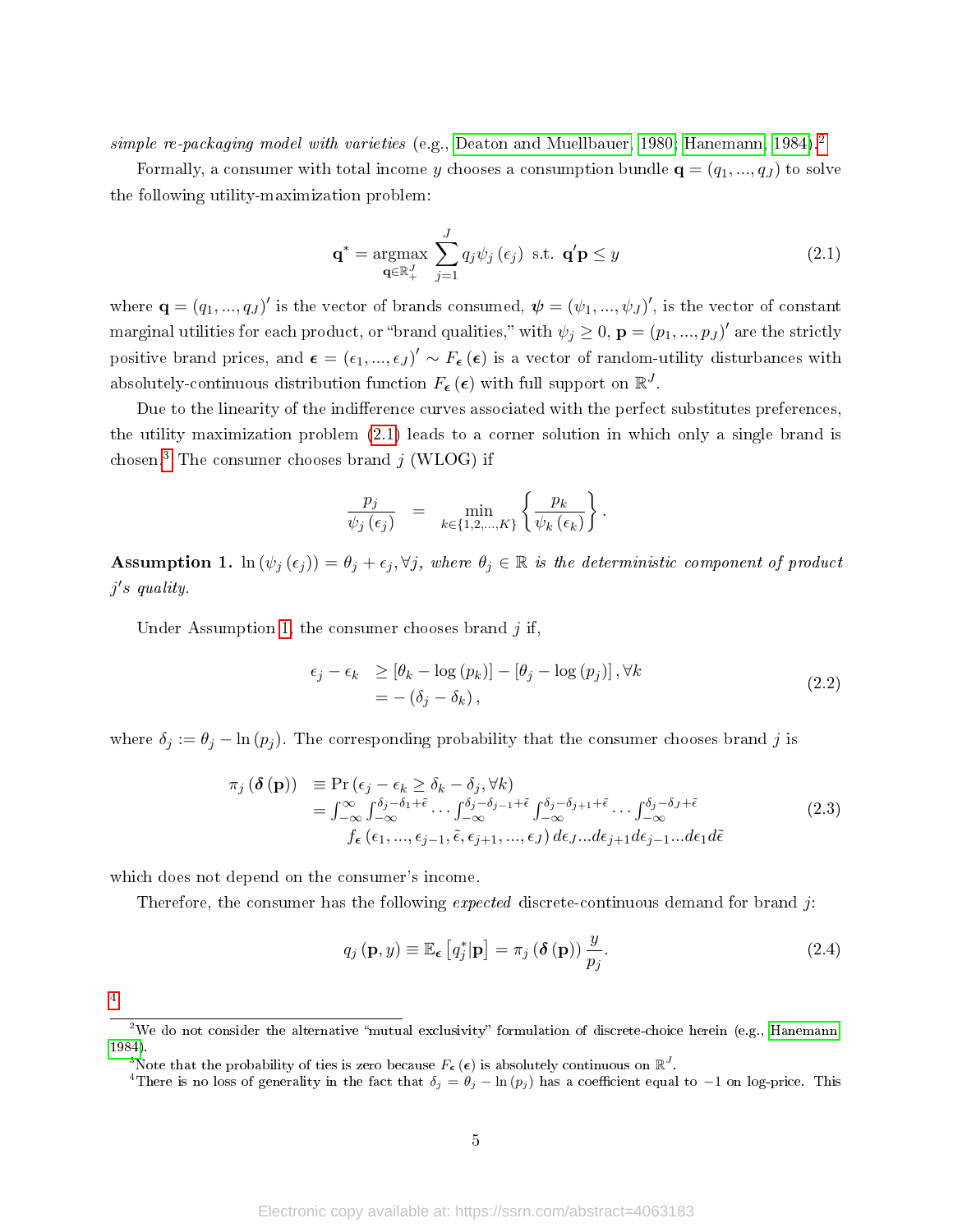*simple re-packaging model with varieties* (e.g., Deaton and Muellbauer, 1980; Hanemann, 1984).[2]

Formally, a consumer with total income $y$ chooses a consumption bundle $\mathbf{q} = (q_1, ..., q_J)$ to solve the following utility-maximization problem:

$$\mathbf{q}^* = \underset{\mathbf{q} \in \mathbb{R}_+^J}{\text{argmax}} \sum_{j=1}^{J} q_j \psi_j (\epsilon_j) \text{ s.t. } \mathbf{q}'\mathbf{p} \leq y \tag{2.1}$$

where $\mathbf{q} = (q_1, ..., q_J)'$ is the vector of brands consumed, $\boldsymbol{\psi} = (\psi_1, ..., \psi_J)'$, is the vector of constant marginal utilities for each product, or "brand qualities," with $\psi_j \geq 0$, $\mathbf{p} = (p_1, ..., p_J)'$ are the strictly positive brand prices, and $\boldsymbol{\epsilon} = (\epsilon_1, ..., \epsilon_J)' \sim F_{\boldsymbol{\epsilon}}(\boldsymbol{\epsilon})$ is a vector of random-utility disturbances with absolutely-continuous distribution function $F_{\boldsymbol{\epsilon}}(\boldsymbol{\epsilon})$ with full support on $\mathbb{R}^J$.

Due to the linearity of the indifference curves associated with the perfect substitutes preferences, the utility maximization problem (2.1) leads to a corner solution in which only a single brand is chosen.[3] The consumer chooses brand $j$ (WLOG) if

$$\frac{p_j}{\psi_j(\epsilon_j)} = \min_{k \in \{1,2,...,K\}} \left\{ \frac{p_k}{\psi_k(\epsilon_k)} \right\}.$$

**Assumption 1.** $\ln(\psi_j(\epsilon_j)) = \theta_j + \epsilon_j, \forall j$, *where* $\theta_j \in \mathbb{R}$ *is the deterministic component of product* $j'$*s quality.*

Under Assumption 1, the consumer chooses brand $j$ if,

$$\begin{aligned} \epsilon_j - \epsilon_k &\geq [\theta_k - \log(p_k)] - [\theta_j - \log(p_j)], \forall k \\ &= -(\delta_j - \delta_k), \end{aligned} \tag{2.2}$$

where $\delta_j := \theta_j - \ln(p_j)$. The corresponding probability that the consumer chooses brand $j$ is

$$\begin{aligned} \pi_j(\boldsymbol{\delta}(\mathbf{p})) &\equiv \Pr(\epsilon_j - \epsilon_k \geq \delta_k - \delta_j, \forall k) \\ &= \int_{-\infty}^{\infty} \int_{-\infty}^{\delta_j - \delta_1 + \tilde{\epsilon}} \cdots \int_{-\infty}^{\delta_j - \delta_{j-1} + \tilde{\epsilon}} \int_{-\infty}^{\delta_j - \delta_{j+1} + \tilde{\epsilon}} \cdots \int_{-\infty}^{\delta_j - \delta_J + \tilde{\epsilon}} \\ &\quad f_{\boldsymbol{\epsilon}}(\epsilon_1, ..., \epsilon_{j-1}, \tilde{\epsilon}, \epsilon_{j+1}, ..., \epsilon_J)\, d\epsilon_J ... d\epsilon_{j+1} d\epsilon_{j-1} ... d\epsilon_1 d\tilde{\epsilon} \end{aligned} \tag{2.3}$$

which does not depend on the consumer's income.

Therefore, the consumer has the following *expected* discrete-continuous demand for brand $j$:

$$q_j(\mathbf{p}, y) \equiv \mathbb{E}_{\boldsymbol{\epsilon}}\left[q_j^* | \mathbf{p}\right] = \pi_j(\boldsymbol{\delta}(\mathbf{p})) \frac{y}{p_j}. \tag{2.4}$$

[4]

[2] We do not consider the alternative "mutual exclusivity" formulation of discrete-choice herein (e.g., Hanemann 1984).

[3] Note that the probability of ties is zero because $F_{\boldsymbol{\epsilon}}(\boldsymbol{\epsilon})$ is absolutely continuous on $\mathbb{R}^J$.

[4] There is no loss of generality in the fact that $\delta_j = \theta_j - \ln(p_j)$ has a coefficient equal to $-1$ on log-price. This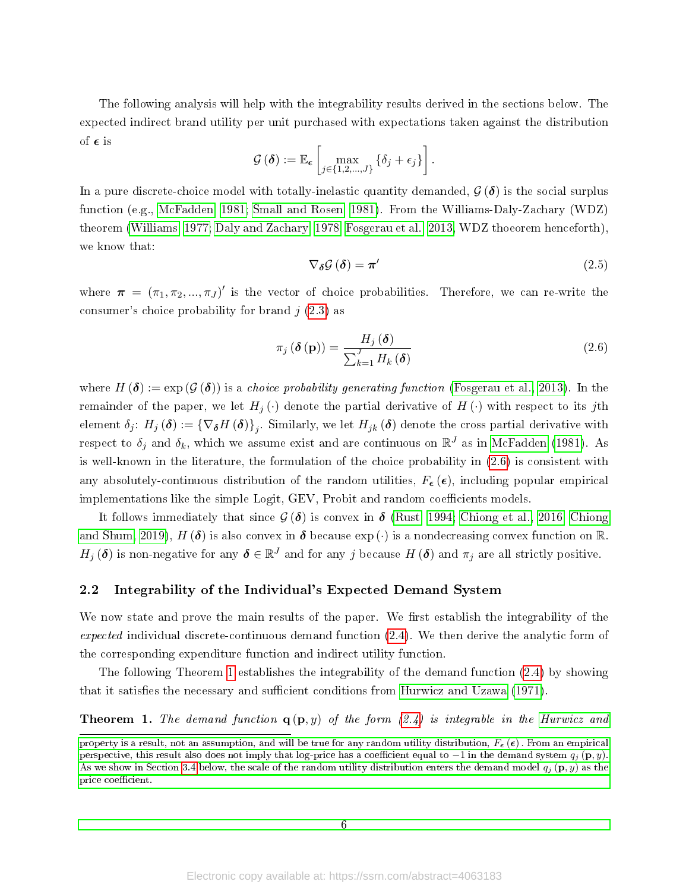The following analysis will help with the integrability results derived in the sections below. The expected indirect brand utility per unit purchased with expectations taken against the distribution of $\boldsymbol{\epsilon}$ is

$$\mathcal{G}(\boldsymbol{\delta}) := \mathbb{E}_{\boldsymbol{\epsilon}}\left[\max_{j\in\{1,2,\ldots,J\}}\{\delta_j + \epsilon_j\}\right].$$

In a pure discrete-choice model with totally-inelastic quantity demanded, $\mathcal{G}(\boldsymbol{\delta})$ is the social surplus function (e.g., McFadden, 1981; Small and Rosen, 1981). From the Williams-Daly-Zachary (WDZ) theorem (Williams, 1977; Daly and Zachary, 1978; Fosgerau et al., 2013, WDZ thoeorem henceforth), we know that:

$$\nabla_{\boldsymbol{\delta}}\mathcal{G}(\boldsymbol{\delta}) = \boldsymbol{\pi}' \tag{2.5}$$

where $\boldsymbol{\pi} = (\pi_1, \pi_2, \ldots, \pi_J)'$ is the vector of choice probabilities. Therefore, we can re-write the consumer's choice probability for brand $j$ (2.3) as

$$\pi_j(\boldsymbol{\delta}(\mathbf{p})) = \frac{H_j(\boldsymbol{\delta})}{\sum_{k=1}^{J} H_k(\boldsymbol{\delta})} \tag{2.6}$$

where $H(\boldsymbol{\delta}) := \exp(\mathcal{G}(\boldsymbol{\delta}))$ is a *choice probability generating function* (Fosgerau et al., 2013). In the remainder of the paper, we let $H_j(\cdot)$ denote the partial derivative of $H(\cdot)$ with respect to its $j$th element $\delta_j$: $H_j(\boldsymbol{\delta}) := \{\nabla_{\boldsymbol{\delta}}H(\boldsymbol{\delta})\}_j$. Similarly, we let $H_{jk}(\boldsymbol{\delta})$ denote the cross partial derivative with respect to $\delta_j$ and $\delta_k$, which we assume exist and are continuous on $\mathbb{R}^J$ as in McFadden (1981). As is well-known in the literature, the formulation of the choice probability in (2.6) is consistent with any absolutely-continuous distribution of the random utilities, $F_{\boldsymbol{\epsilon}}(\boldsymbol{\epsilon})$, including popular empirical implementations like the simple Logit, GEV, Probit and random coefficients models.

It follows immediately that since $\mathcal{G}(\boldsymbol{\delta})$ is convex in $\boldsymbol{\delta}$ (Rust, 1994; Chiong et al., 2016; Chiong and Shum, 2019), $H(\boldsymbol{\delta})$ is also convex in $\boldsymbol{\delta}$ because $\exp(\cdot)$ is a nondecreasing convex function on $\mathbb{R}$. $H_j(\boldsymbol{\delta})$ is non-negative for any $\boldsymbol{\delta} \in \mathbb{R}^J$ and for any $j$ because $H(\boldsymbol{\delta})$ and $\pi_j$ are all strictly positive.

## 2.2 Integrability of the Individual's Expected Demand System

We now state and prove the main results of the paper. We first establish the integrability of the *expected* individual discrete-continuous demand function (2.4). We then derive the analytic form of the corresponding expenditure function and indirect utility function.

The following Theorem 1 establishes the integrability of the demand function (2.4) by showing that it satisfies the necessary and sufficient conditions from Hurwicz and Uzawa (1971).

**Theorem 1.** *The demand function* $\mathbf{q}(\mathbf{p}, y)$ *of the form (2.4) is integrable in the Hurwicz and*

property is a result, not an assumption, and will be true for any random utility distribution, $F_{\boldsymbol{\epsilon}}(\boldsymbol{\epsilon})$. From an empirical perspective, this result also does not imply that log-price has a coefficient equal to $-1$ in the demand system $q_j(\mathbf{p}, y)$. As we show in Section 3.4 below, the scale of the random utility distribution enters the demand model $q_j(\mathbf{p}, y)$ as the price coefficient.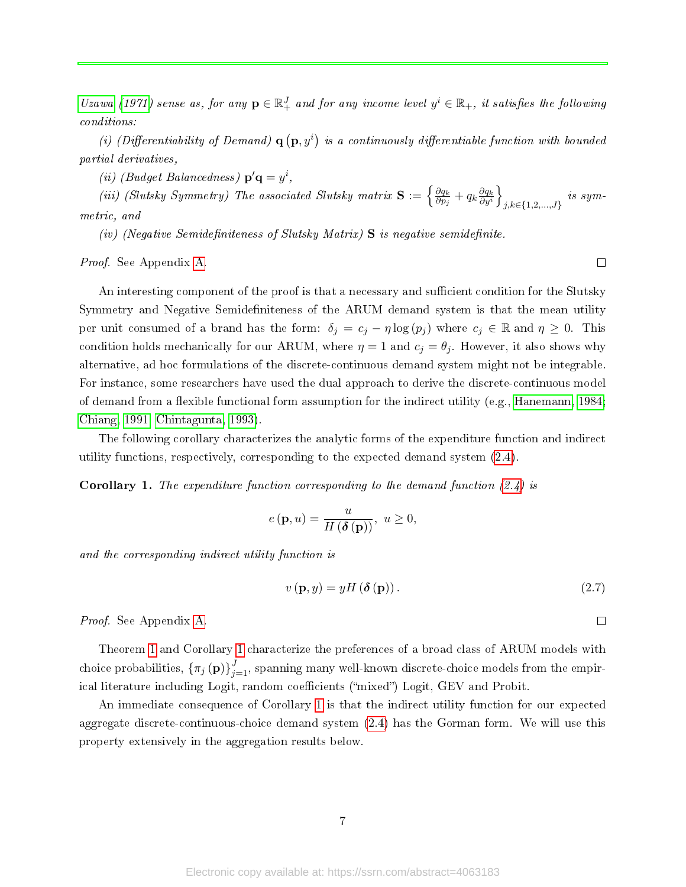*Uzawa (1971) sense as, for any $\mathbf{p} \in \mathbb{R}^J_+$ and for any income level $y^i \in \mathbb{R}_+$, it satisfies the following conditions:*

*(i) (Differentiability of Demand) $\mathbf{q}\left(\mathbf{p}, y^i\right)$ is a continuously differentiable function with bounded partial derivatives,*

*(ii) (Budget Balancedness) $\mathbf{p}'\mathbf{q} = y^i$,*

*(iii) (Slutsky Symmetry) The associated Slutsky matrix $\mathbf{S} := \left\{\frac{\partial q_k}{\partial p_j} + q_k \frac{\partial q_k}{\partial y^i}\right\}_{j,k\in\{1,2,\ldots,J\}}$ is symmetric, and*

*(iv) (Negative Semidefiniteness of Slutsky Matrix) $\mathbf{S}$ is negative semidefinite.*

*Proof.* See Appendix A. □

An interesting component of the proof is that a necessary and sufficient condition for the Slutsky Symmetry and Negative Semidefiniteness of the ARUM demand system is that the mean utility per unit consumed of a brand has the form: $\delta_j = c_j - \eta \log(p_j)$ where $c_j \in \mathbb{R}$ and $\eta \geq 0$. This condition holds mechanically for our ARUM, where $\eta = 1$ and $c_j = \theta_j$. However, it also shows why alternative, ad hoc formulations of the discrete-continuous demand system might not be integrable. For instance, some researchers have used the dual approach to derive the discrete-continuous model of demand from a flexible functional form assumption for the indirect utility (e.g., Hanemann, 1984; Chiang, 1991; Chintagunta, 1993).

The following corollary characterizes the analytic forms of the expenditure function and indirect utility functions, respectively, corresponding to the expected demand system (2.4).

**Corollary 1.** *The expenditure function corresponding to the demand function (2.4) is*

$$e(\mathbf{p}, u) = \frac{u}{H(\boldsymbol{\delta}(\mathbf{p}))}, \; u \geq 0,$$

*and the corresponding indirect utility function is*

$$v(\mathbf{p}, y) = yH(\boldsymbol{\delta}(\mathbf{p})). \tag{2.7}$$

*Proof.* See Appendix A. □

Theorem 1 and Corollary 1 characterize the preferences of a broad class of ARUM models with choice probabilities, $\{\pi_j(\mathbf{p})\}_{j=1}^J$, spanning many well-known discrete-choice models from the empirical literature including Logit, random coefficients ("mixed") Logit, GEV and Probit.

An immediate consequence of Corollary 1 is that the indirect utility function for our expected aggregate discrete-continuous-choice demand system (2.4) has the Gorman form. We will use this property extensively in the aggregation results below.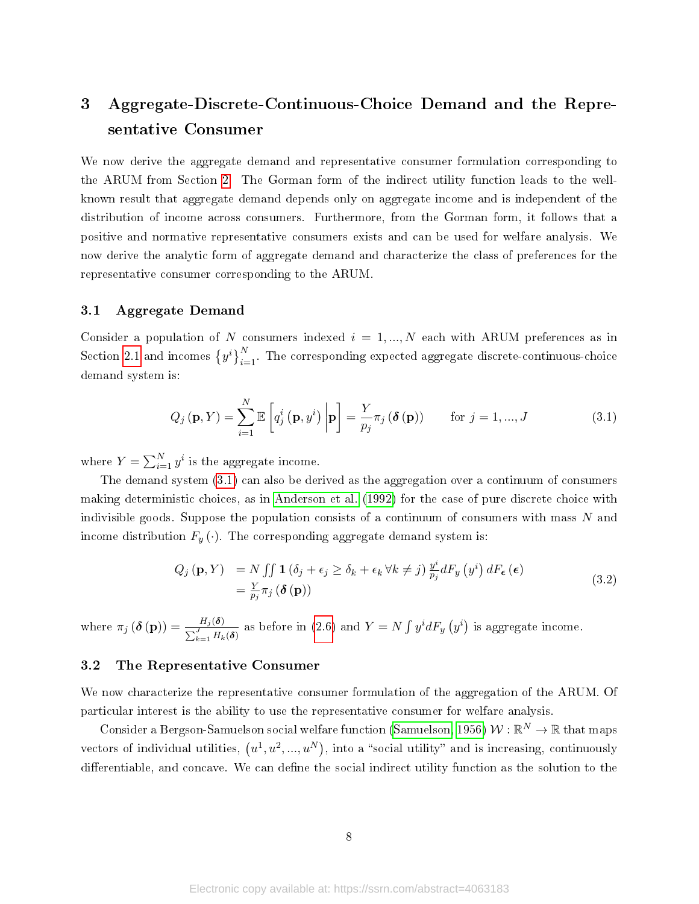# 3 Aggregate-Discrete-Continuous-Choice Demand and the Representative Consumer

We now derive the aggregate demand and representative consumer formulation corresponding to the ARUM from Section 2. The Gorman form of the indirect utility function leads to the well-known result that aggregate demand depends only on aggregate income and is independent of the distribution of income across consumers. Furthermore, from the Gorman form, it follows that a positive and normative representative consumers exists and can be used for welfare analysis. We now derive the analytic form of aggregate demand and characterize the class of preferences for the representative consumer corresponding to the ARUM.

## 3.1 Aggregate Demand

Consider a population of $N$ consumers indexed $i = 1, ..., N$ each with ARUM preferences as in Section 2.1 and incomes $\{y^i\}_{i=1}^{N}$. The corresponding expected aggregate discrete-continuous-choice demand system is:

$$Q_j(\mathbf{p}, Y) = \sum_{i=1}^{N} \mathbb{E}\left[q_j^i(\mathbf{p}, y^i) \,\middle|\, \mathbf{p}\right] = \frac{Y}{p_j}\pi_j(\boldsymbol{\delta}(\mathbf{p})) \qquad \text{for } j = 1, ..., J \tag{3.1}$$

where $Y = \sum_{i=1}^{N} y^i$ is the aggregate income.

The demand system (3.1) can also be derived as the aggregation over a continuum of consumers making deterministic choices, as in Anderson et al. (1992) for the case of pure discrete choice with indivisible goods. Suppose the population consists of a continuum of consumers with mass $N$ and income distribution $F_y(\cdot)$. The corresponding aggregate demand system is:

$$\begin{aligned} Q_j(\mathbf{p}, Y) &= N \iint \mathbf{1}(\delta_j + \epsilon_j \geq \delta_k + \epsilon_k \, \forall k \neq j) \frac{y^i}{p_j} dF_y(y^i)\, dF_{\boldsymbol{\epsilon}}(\boldsymbol{\epsilon}) \\ &= \frac{Y}{p_j}\pi_j(\boldsymbol{\delta}(\mathbf{p})) \end{aligned} \tag{3.2}$$

where $\pi_j(\boldsymbol{\delta}(\mathbf{p})) = \frac{H_j(\boldsymbol{\delta})}{\sum_{k=1}^{J} H_k(\boldsymbol{\delta})}$ as before in (2.6) and $Y = N \int y^i dF_y(y^i)$ is aggregate income.

## 3.2 The Representative Consumer

We now characterize the representative consumer formulation of the aggregation of the ARUM. Of particular interest is the ability to use the representative consumer for welfare analysis.

Consider a Bergson-Samuelson social welfare function (Samuelson, 1956) $\mathcal{W} : \mathbb{R}^N \to \mathbb{R}$ that maps vectors of individual utilities, $(u^1, u^2, ..., u^N)$, into a "social utility" and is increasing, continuously differentiable, and concave. We can define the social indirect utility function as the solution to the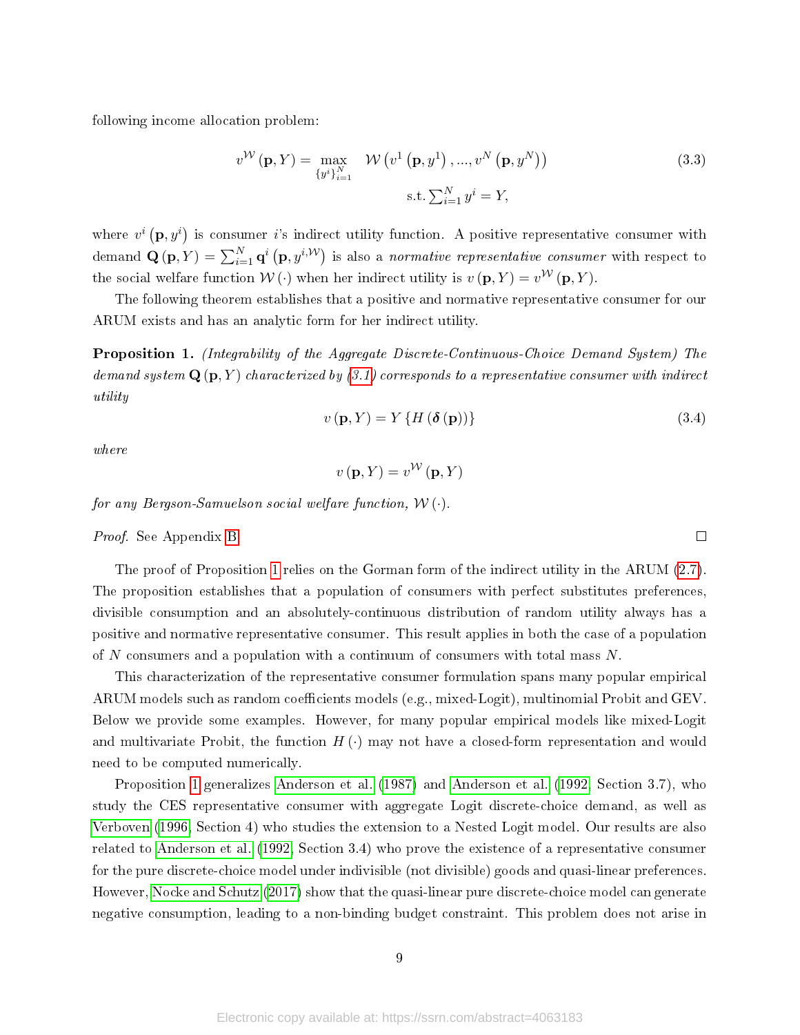following income allocation problem:

$$v^{\mathcal{W}}(\mathbf{p}, Y) = \max_{\{y^i\}_{i=1}^N} \quad \mathcal{W}\left(v^1\left(\mathbf{p}, y^1\right), ..., v^N\left(\mathbf{p}, y^N\right)\right) \tag{3.3}$$
$$\text{s.t.} \sum_{i=1}^N y^i = Y,$$

where $v^i\left(\mathbf{p}, y^i\right)$ is consumer $i$'s indirect utility function. A positive representative consumer with demand $\mathbf{Q}(\mathbf{p}, Y) = \sum_{i=1}^N \mathbf{q}^i\left(\mathbf{p}, y^{i,\mathcal{W}}\right)$ is also a *normative representative consumer* with respect to the social welfare function $\mathcal{W}(\cdot)$ when her indirect utility is $v(\mathbf{p}, Y) = v^{\mathcal{W}}(\mathbf{p}, Y)$.

The following theorem establishes that a positive and normative representative consumer for our ARUM exists and has an analytic form for her indirect utility.

**Proposition 1.** *(Integrability of the Aggregate Discrete-Continuous-Choice Demand System) The demand system $\mathbf{Q}(\mathbf{p}, Y)$ characterized by (3.1) corresponds to a representative consumer with indirect utility*

$$v(\mathbf{p}, Y) = Y\left\{H\left(\boldsymbol{\delta}(\mathbf{p})\right)\right\} \tag{3.4}$$

*where*

$$v(\mathbf{p}, Y) = v^{\mathcal{W}}(\mathbf{p}, Y)$$

*for any Bergson-Samuelson social welfare function, $\mathcal{W}(\cdot)$.*

*Proof.* See Appendix B. ∎

The proof of Proposition 1 relies on the Gorman form of the indirect utility in the ARUM (2.7). The proposition establishes that a population of consumers with perfect substitutes preferences, divisible consumption and an absolutely-continuous distribution of random utility always has a positive and normative representative consumer. This result applies in both the case of a population of $N$ consumers and a population with a continuum of consumers with total mass $N$.

This characterization of the representative consumer formulation spans many popular empirical ARUM models such as random coefficients models (e.g., mixed-Logit), multinomial Probit and GEV. Below we provide some examples. However, for many popular empirical models like mixed-Logit and multivariate Probit, the function $H(\cdot)$ may not have a closed-form representation and would need to be computed numerically.

Proposition 1 generalizes Anderson et al. (1987) and Anderson et al. (1992, Section 3.7), who study the CES representative consumer with aggregate Logit discrete-choice demand, as well as Verboven (1996, Section 4) who studies the extension to a Nested Logit model. Our results are also related to Anderson et al. (1992, Section 3.4) who prove the existence of a representative consumer for the pure discrete-choice model under indivisible (not divisible) goods and quasi-linear preferences. However, Nocke and Schutz (2017) show that the quasi-linear pure discrete-choice model can generate negative consumption, leading to a non-binding budget constraint. This problem does not arise in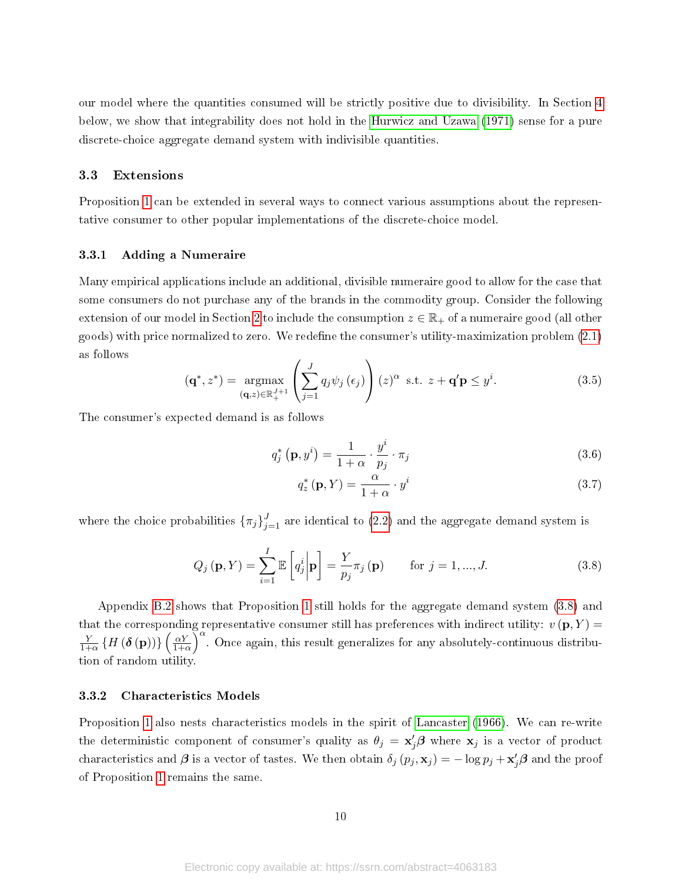our model where the quantities consumed will be strictly positive due to divisibility. In Section 4 below, we show that integrability does not hold in the Hurwicz and Uzawa (1971) sense for a pure discrete-choice aggregate demand system with indivisible quantities.

## 3.3 Extensions

Proposition 1 can be extended in several ways to connect various assumptions about the representative consumer to other popular implementations of the discrete-choice model.

### 3.3.1 Adding a Numeraire

Many empirical applications include an additional, divisible numeraire good to allow for the case that some consumers do not purchase any of the brands in the commodity group. Consider the following extension of our model in Section 2 to include the consumption $z \in \mathbb{R}_+$ of a numeraire good (all other goods) with price normalized to zero. We redefine the consumer's utility-maximization problem (2.1) as follows

$$(\mathbf{q}^*, z^*) = \underset{(\mathbf{q},z)\in\mathbb{R}_+^{J+1}}{\operatorname{argmax}} \left(\sum_{j=1}^{J} q_j \psi_j(\epsilon_j)\right)(z)^{\alpha} \text{ s.t. } z + \mathbf{q}'\mathbf{p} \leq y^i. \tag{3.5}$$

The consumer's expected demand is as follows

$$q_j^*(\mathbf{p}, y^i) = \frac{1}{1+\alpha} \cdot \frac{y^i}{p_j} \cdot \pi_j \tag{3.6}$$

$$q_z^*(\mathbf{p}, Y) = \frac{\alpha}{1+\alpha} \cdot y^i \tag{3.7}$$

where the choice probabilities $\{\pi_j\}_{j=1}^J$ are identical to (2.2) and the aggregate demand system is

$$Q_j(\mathbf{p}, Y) = \sum_{i=1}^{I} \mathbb{E}\left[q_j^i \middle| \mathbf{p}\right] = \frac{Y}{p_j}\pi_j(\mathbf{p}) \qquad \text{for } j = 1, ..., J. \tag{3.8}$$

Appendix B.2 shows that Proposition 1 still holds for the aggregate demand system (3.8) and that the corresponding representative consumer still has preferences with indirect utility: $v(\mathbf{p}, Y) = \frac{Y}{1+\alpha}\{H(\boldsymbol{\delta}(\mathbf{p}))\}\left(\frac{\alpha Y}{1+\alpha}\right)^{\alpha}$. Once again, this result generalizes for any absolutely-continuous distribution of random utility.

### 3.3.2 Characteristics Models

Proposition 1 also nests characteristics models in the spirit of Lancaster (1966). We can re-write the deterministic component of consumer's quality as $\theta_j = \mathbf{x}_j'\boldsymbol{\beta}$ where $\mathbf{x}_j$ is a vector of product characteristics and $\boldsymbol{\beta}$ is a vector of tastes. We then obtain $\delta_j(p_j, \mathbf{x}_j) = -\log p_j + \mathbf{x}_j'\boldsymbol{\beta}$ and the proof of Proposition 1 remains the same.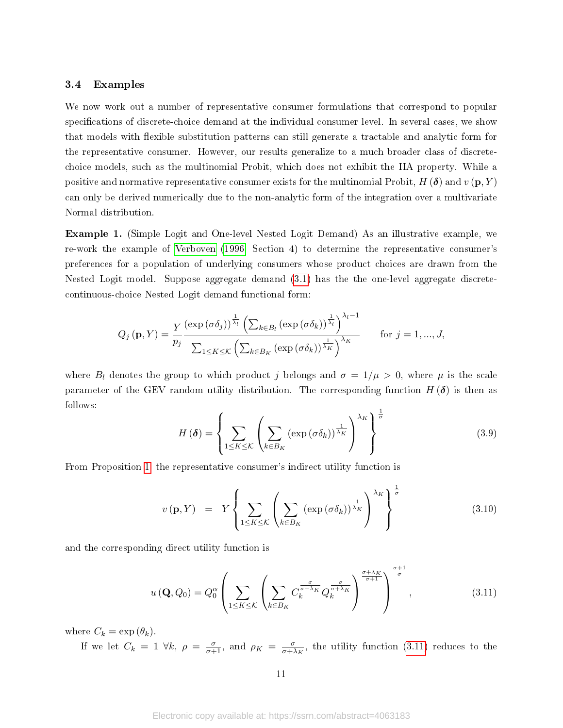### 3.4 Examples

We now work out a number of representative consumer formulations that correspond to popular specifications of discrete-choice demand at the individual consumer level. In several cases, we show that models with flexible substitution patterns can still generate a tractable and analytic form for the representative consumer. However, our results generalize to a much broader class of discrete-choice models, such as the multinomial Probit, which does not exhibit the IIA property. While a positive and normative representative consumer exists for the multinomial Probit, $H(\boldsymbol{\delta})$ and $v(\mathbf{p}, Y)$ can only be derived numerically due to the non-analytic form of the integration over a multivariate Normal distribution.

**Example 1.** (Simple Logit and One-level Nested Logit Demand) As an illustrative example, we re-work the example of Verboven (1996, Section 4) to determine the representative consumer's preferences for a population of underlying consumers whose product choices are drawn from the Nested Logit model. Suppose aggregate demand (3.1) has the the one-level aggregate discrete-continuous-choice Nested Logit demand functional form:

$$Q_j(\mathbf{p}, Y) = \frac{Y}{p_j} \frac{\left(\exp(\sigma\delta_j)\right)^{\frac{1}{\lambda_l}} \left(\sum_{k \in B_l} \left(\exp(\sigma\delta_k)\right)^{\frac{1}{\lambda_l}}\right)^{\lambda_l - 1}}{\sum_{1 \leq K \leq \mathcal{K}} \left(\sum_{k \in B_K} \left(\exp(\sigma\delta_k)\right)^{\frac{1}{\lambda_K}}\right)^{\lambda_K}} \qquad \text{for } j = 1, ..., J,$$

where $B_l$ denotes the group to which product $j$ belongs and $\sigma = 1/\mu > 0$, where $\mu$ is the scale parameter of the GEV random utility distribution. The corresponding function $H(\boldsymbol{\delta})$ is then as follows:

$$H(\boldsymbol{\delta}) = \left\{ \sum_{1 \leq K \leq \mathcal{K}} \left( \sum_{k \in B_K} \left(\exp(\sigma\delta_k)\right)^{\frac{1}{\lambda_K}} \right)^{\lambda_K} \right\}^{\frac{1}{\sigma}} \tag{3.9}$$

From Proposition 1, the representative consumer's indirect utility function is

$$v(\mathbf{p}, Y) = Y \left\{ \sum_{1 \leq K \leq \mathcal{K}} \left( \sum_{k \in B_K} \left(\exp(\sigma\delta_k)\right)^{\frac{1}{\lambda_K}} \right)^{\lambda_K} \right\}^{\frac{1}{\sigma}} \tag{3.10}$$

and the corresponding direct utility function is

$$u(\mathbf{Q}, Q_0) = Q_0^{\alpha} \left( \sum_{1 \leq K \leq \mathcal{K}} \left( \sum_{k \in B_K} C_k^{\frac{\sigma}{\sigma + \lambda_K}} Q_k^{\frac{\sigma}{\sigma + \lambda_K}} \right)^{\frac{\sigma + \lambda_K}{\sigma + 1}} \right)^{\frac{\sigma + 1}{\sigma}}, \tag{3.11}$$

where $C_k = \exp(\theta_k)$.

If we let $C_k = 1 \ \forall k$, $\rho = \frac{\sigma}{\sigma+1}$, and $\rho_K = \frac{\sigma}{\sigma + \lambda_K}$, the utility function (3.11) reduces to the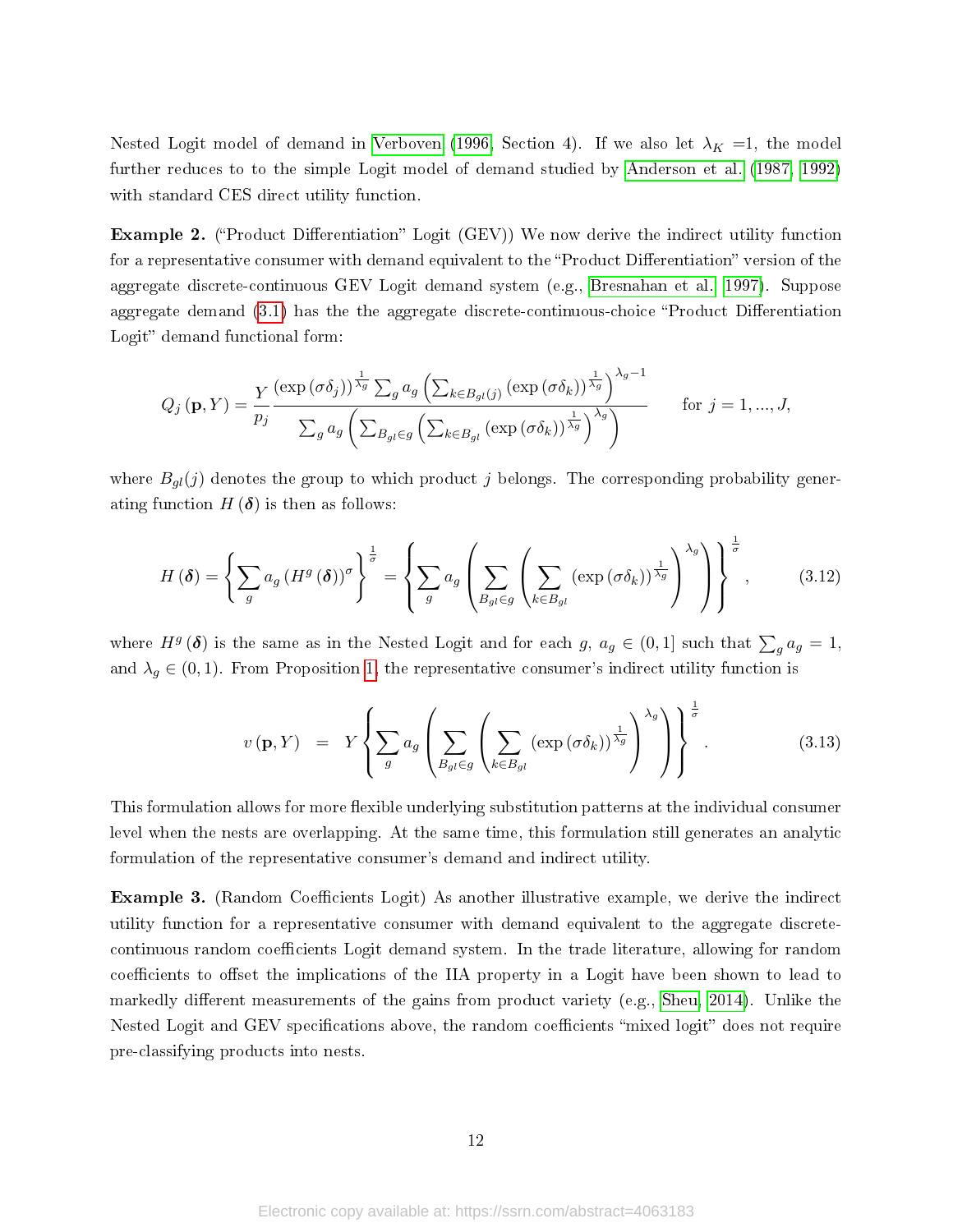Nested Logit model of demand in Verboven (1996, Section 4). If we also let $\lambda_K$ =1, the model further reduces to to the simple Logit model of demand studied by Anderson et al. (1987, 1992) with standard CES direct utility function.

**Example 2.** ("Product Differentiation" Logit (GEV)) We now derive the indirect utility function for a representative consumer with demand equivalent to the "Product Differentiation" version of the aggregate discrete-continuous GEV Logit demand system (e.g., Bresnahan et al. 1997). Suppose aggregate demand (3.1) has the the aggregate discrete-continuous-choice "Product Differentiation Logit" demand functional form:

$$Q_j(\mathbf{p}, Y) = \frac{Y}{p_j} \frac{(\exp(\sigma\delta_j))^{\frac{1}{\lambda_g}} \sum_g a_g \left( \sum_{k \in B_{gl}(j)} (\exp(\sigma\delta_k))^{\frac{1}{\lambda_g}} \right)^{\lambda_g - 1}}{\sum_g a_g \left( \sum_{B_{gl} \in g} \left( \sum_{k \in B_{gl}} (\exp(\sigma\delta_k))^{\frac{1}{\lambda_g}} \right)^{\lambda_g} \right)} \qquad \text{for } j = 1, ..., J,$$

where $B_{gl}(j)$ denotes the group to which product $j$ belongs. The corresponding probability generating function $H(\boldsymbol{\delta})$ is then as follows:

$$H(\boldsymbol{\delta}) = \left\{ \sum_g a_g (H^g(\boldsymbol{\delta}))^{\sigma} \right\}^{\frac{1}{\sigma}} = \left\{ \sum_g a_g \left( \sum_{B_{gl} \in g} \left( \sum_{k \in B_{gl}} (\exp(\sigma\delta_k))^{\frac{1}{\lambda_g}} \right)^{\lambda_g} \right) \right\}^{\frac{1}{\sigma}}, \tag{3.12}$$

where $H^g(\boldsymbol{\delta})$ is the same as in the Nested Logit and for each $g$, $a_g \in (0, 1]$ such that $\sum_g a_g = 1$, and $\lambda_g \in (0, 1)$. From Proposition 1, the representative consumer's indirect utility function is

$$v(\mathbf{p}, Y) = Y \left\{ \sum_g a_g \left( \sum_{B_{gl} \in g} \left( \sum_{k \in B_{gl}} (\exp(\sigma\delta_k))^{\frac{1}{\lambda_g}} \right)^{\lambda_g} \right) \right\}^{\frac{1}{\sigma}}. \tag{3.13}$$

This formulation allows for more flexible underlying substitution patterns at the individual consumer level when the nests are overlapping. At the same time, this formulation still generates an analytic formulation of the representative consumer's demand and indirect utility.

**Example 3.** (Random Coefficients Logit) As another illustrative example, we derive the indirect utility function for a representative consumer with demand equivalent to the aggregate discrete-continuous random coefficients Logit demand system. In the trade literature, allowing for random coefficients to offset the implications of the IIA property in a Logit have been shown to lead to markedly different measurements of the gains from product variety (e.g., Sheu, 2014). Unlike the Nested Logit and GEV specifications above, the random coefficients "mixed logit" does not require pre-classifying products into nests.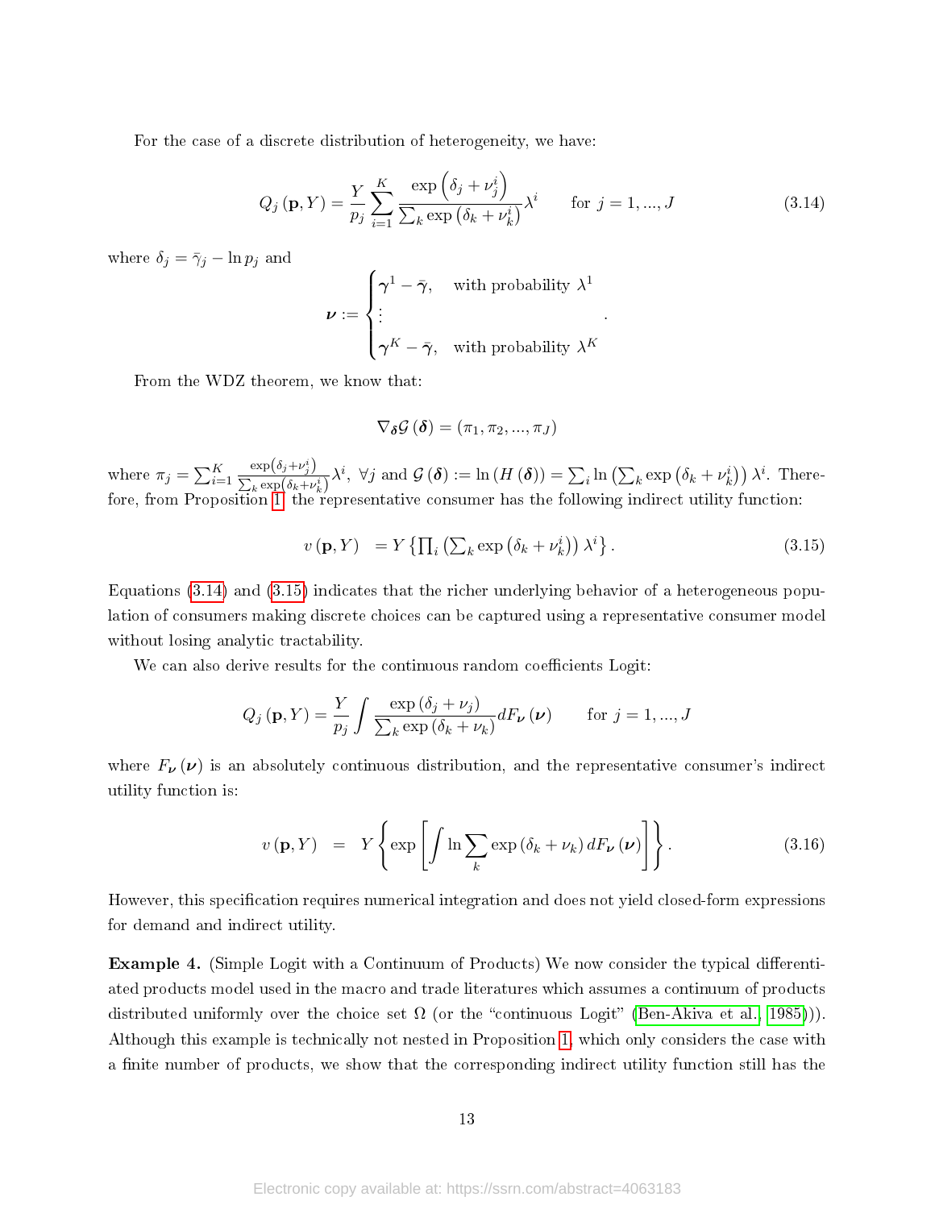For the case of a discrete distribution of heterogeneity, we have:

$$Q_j(\mathbf{p}, Y) = \frac{Y}{p_j} \sum_{i=1}^{K} \frac{\exp\left(\delta_j + \nu_j^i\right)}{\sum_k \exp\left(\delta_k + \nu_k^i\right)} \lambda^i \qquad \text{for } j = 1, ..., J \tag{3.14}$$

where $\delta_j = \bar{\gamma}_j - \ln p_j$ and

$$\boldsymbol{\nu} := \begin{cases} \boldsymbol{\gamma}^1 - \bar{\boldsymbol{\gamma}}, & \text{with probability } \lambda^1 \\ \vdots \\ \boldsymbol{\gamma}^K - \bar{\boldsymbol{\gamma}}, & \text{with probability } \lambda^K \end{cases}.$$

From the WDZ theorem, we know that:

$$\nabla_{\boldsymbol{\delta}} \mathcal{G}(\boldsymbol{\delta}) = (\pi_1, \pi_2, ..., \pi_J)$$

where $\pi_j = \sum_{i=1}^{K} \frac{\exp\left(\delta_j + \nu_j^i\right)}{\sum_k \exp\left(\delta_k + \nu_k^i\right)} \lambda^i$, $\forall j$ and $\mathcal{G}(\boldsymbol{\delta}) := \ln(H(\boldsymbol{\delta})) = \sum_i \ln\left(\sum_k \exp\left(\delta_k + \nu_k^i\right)\right) \lambda^i$. Therefore, from Proposition 1, the representative consumer has the following indirect utility function:

$$v(\mathbf{p}, Y) \quad = Y \left\{ \prod_i \left(\sum_k \exp\left(\delta_k + \nu_k^i\right)\right) \lambda^i \right\}. \tag{3.15}$$

Equations (3.14) and (3.15) indicates that the richer underlying behavior of a heterogeneous population of consumers making discrete choices can be captured using a representative consumer model without losing analytic tractability.

We can also derive results for the continuous random coefficients Logit:

$$Q_j(\mathbf{p}, Y) = \frac{Y}{p_j} \int \frac{\exp(\delta_j + \nu_j)}{\sum_k \exp(\delta_k + \nu_k)} dF_{\boldsymbol{\nu}}(\boldsymbol{\nu}) \qquad \text{for } j = 1, ..., J$$

where $F_{\boldsymbol{\nu}}(\boldsymbol{\nu})$ is an absolutely continuous distribution, and the representative consumer's indirect utility function is:

$$v(\mathbf{p}, Y) \quad = \quad Y \left\{ \exp\left[ \int \ln \sum_k \exp(\delta_k + \nu_k) \, dF_{\boldsymbol{\nu}}(\boldsymbol{\nu}) \right] \right\}. \tag{3.16}$$

However, this specification requires numerical integration and does not yield closed-form expressions for demand and indirect utility.

**Example 4.** (Simple Logit with a Continuum of Products) We now consider the typical differentiated products model used in the macro and trade literatures which assumes a continuum of products distributed uniformly over the choice set $\Omega$ (or the "continuous Logit" (Ben-Akiva et al., 1985))). Although this example is technically not nested in Proposition 1, which only considers the case with a finite number of products, we show that the corresponding indirect utility function still has the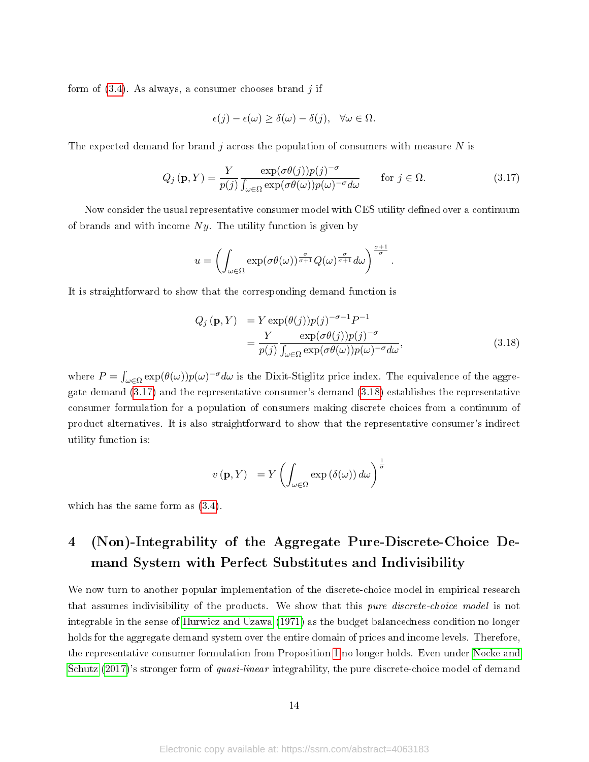form of (3.4). As always, a consumer chooses brand $j$ if

$$\epsilon(j) - \epsilon(\omega) \geq \delta(\omega) - \delta(j), \quad \forall \omega \in \Omega.$$

The expected demand for brand $j$ across the population of consumers with measure $N$ is

$$Q_j(\mathbf{p}, Y) = \frac{Y}{p(j)} \frac{\exp(\sigma\theta(j))p(j)^{-\sigma}}{\int_{\omega \in \Omega} \exp(\sigma\theta(\omega))p(\omega)^{-\sigma} d\omega} \qquad \text{for } j \in \Omega. \tag{3.17}$$

Now consider the usual representative consumer model with CES utility defined over a continuum of brands and with income $Ny$. The utility function is given by

$$u = \left( \int_{\omega \in \Omega} \exp(\sigma\theta(\omega))^{\frac{\sigma}{\sigma+1}} Q(\omega)^{\frac{\sigma}{\sigma+1}} d\omega \right)^{\frac{\sigma+1}{\sigma}}.$$

It is straightforward to show that the corresponding demand function is

$$\begin{aligned} Q_j(\mathbf{p}, Y) &= Y \exp(\theta(j)) p(j)^{-\sigma-1} P^{-1} \\ &= \frac{Y}{p(j)} \frac{\exp(\sigma\theta(j))p(j)^{-\sigma}}{\int_{\omega \in \Omega} \exp(\sigma\theta(\omega))p(\omega)^{-\sigma} d\omega}, \end{aligned} \tag{3.18}$$

where $P = \int_{\omega \in \Omega} \exp(\theta(\omega))p(\omega)^{-\sigma} d\omega$ is the Dixit-Stiglitz price index. The equivalence of the aggregate demand (3.17) and the representative consumer's demand (3.18) establishes the representative consumer formulation for a population of consumers making discrete choices from a continuum of product alternatives. It is also straightforward to show that the representative consumer's indirect utility function is:

$$v(\mathbf{p}, Y) = Y \left( \int_{\omega \in \Omega} \exp(\delta(\omega)) d\omega \right)^{\frac{1}{\sigma}}$$

which has the same form as (3.4).

# 4 (Non)-Integrability of the Aggregate Pure-Discrete-Choice Demand System with Perfect Substitutes and Indivisibility

We now turn to another popular implementation of the discrete-choice model in empirical research that assumes indivisibility of the products. We show that this *pure discrete-choice model* is not integrable in the sense of Hurwicz and Uzawa (1971) as the budget balancedness condition no longer holds for the aggregate demand system over the entire domain of prices and income levels. Therefore, the representative consumer formulation from Proposition 1 no longer holds. Even under Nocke and Schutz (2017)'s stronger form of *quasi-linear* integrability, the pure discrete-choice model of demand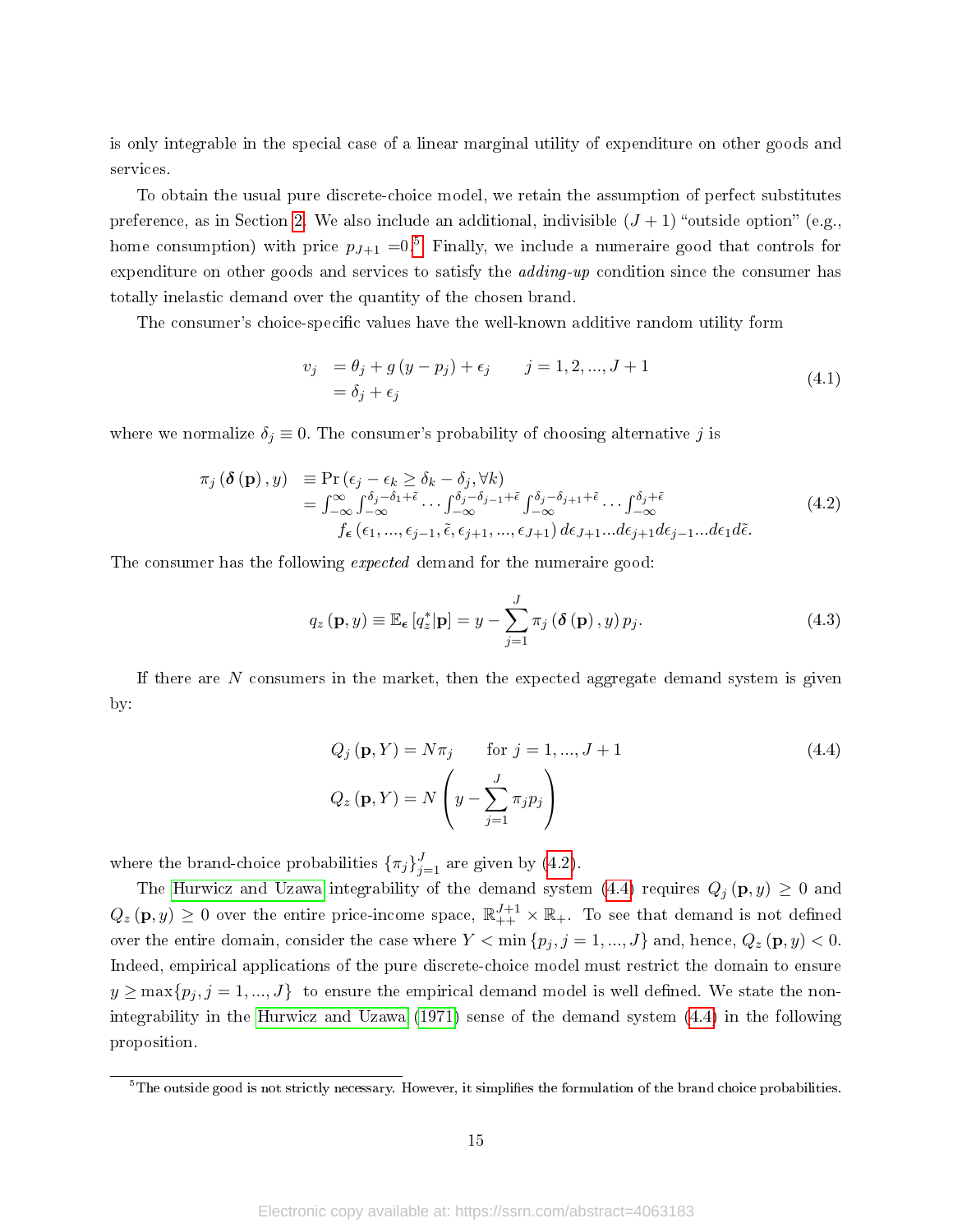is only integrable in the special case of a linear marginal utility of expenditure on other goods and services.

To obtain the usual pure discrete-choice model, we retain the assumption of perfect substitutes preference, as in Section 2. We also include an additional, indivisible $(J+1)$ "outside option" (e.g., home consumption) with price $p_{J+1}$ =0.[5] Finally, we include a numeraire good that controls for expenditure on other goods and services to satisfy the *adding-up* condition since the consumer has totally inelastic demand over the quantity of the chosen brand.

The consumer's choice-specific values have the well-known additive random utility form

$$
\begin{aligned}
v_j \quad &= \theta_j + g\left(y - p_j\right) + \epsilon_j \qquad j = 1, 2, ..., J+1 \\
&= \delta_j + \epsilon_j
\end{aligned}
\tag{4.1}
$$

where we normalize $\delta_j \equiv 0$. The consumer's probability of choosing alternative $j$ is

$$
\begin{aligned}
\pi_j\left(\boldsymbol{\delta}\left(\mathbf{p}\right), y\right) \quad &\equiv \Pr\left(\epsilon_j - \epsilon_k \geq \delta_k - \delta_j, \forall k\right) \\
&= \int_{-\infty}^{\infty}\int_{-\infty}^{\delta_j - \delta_1 + \tilde{\epsilon}} \cdots \int_{-\infty}^{\delta_j - \delta_{j-1} + \tilde{\epsilon}} \int_{-\infty}^{\delta_j - \delta_{j+1} + \tilde{\epsilon}} \cdots \int_{-\infty}^{\delta_j + \tilde{\epsilon}} \\
&\qquad f_{\boldsymbol{\epsilon}}\left(\epsilon_1, ..., \epsilon_{j-1}, \tilde{\epsilon}, \epsilon_{j+1}, ..., \epsilon_{J+1}\right) d\epsilon_{J+1} ... d\epsilon_{j+1} d\epsilon_{j-1} ... d\epsilon_1 d\tilde{\epsilon}.
\end{aligned}
\tag{4.2}
$$

The consumer has the following *expected* demand for the numeraire good:

$$
q_z\left(\mathbf{p}, y\right) \equiv \mathbb{E}_{\boldsymbol{\epsilon}}\left[q_z^* | \mathbf{p}\right] = y - \sum_{j=1}^{J} \pi_j\left(\boldsymbol{\delta}\left(\mathbf{p}\right), y\right) p_j. \tag{4.3}
$$

If there are $N$ consumers in the market, then the expected aggregate demand system is given by:

$$
\begin{aligned}
Q_j\left(\mathbf{p}, Y\right) &= N\pi_j \qquad \text{for } j = 1, ..., J+1 \\
Q_z\left(\mathbf{p}, Y\right) &= N\left(y - \sum_{j=1}^{J} \pi_j p_j\right)
\end{aligned}
\tag{4.4}
$$

where the brand-choice probabilities $\left\{\pi_j\right\}_{j=1}^{J}$ are given by (4.2).

The Hurwicz and Uzawa integrability of the demand system (4.4) requires $Q_j\left(\mathbf{p}, y\right) \geq 0$ and $Q_z\left(\mathbf{p}, y\right) \geq 0$ over the entire price-income space, $\mathbb{R}_{++}^{J+1} \times \mathbb{R}_{+}$. To see that demand is not defined over the entire domain, consider the case where $Y < \min\left\{p_j, j = 1, ..., J\right\}$ and, hence, $Q_z\left(\mathbf{p}, y\right) < 0$. Indeed, empirical applications of the pure discrete-choice model must restrict the domain to ensure $y \geq \max\{p_j, j = 1, ..., J\}$ to ensure the empirical demand model is well defined. We state the non-integrability in the Hurwicz and Uzawa (1971) sense of the demand system (4.4) in the following proposition.

[5] The outside good is not strictly necessary. However, it simplifies the formulation of the brand choice probabilities.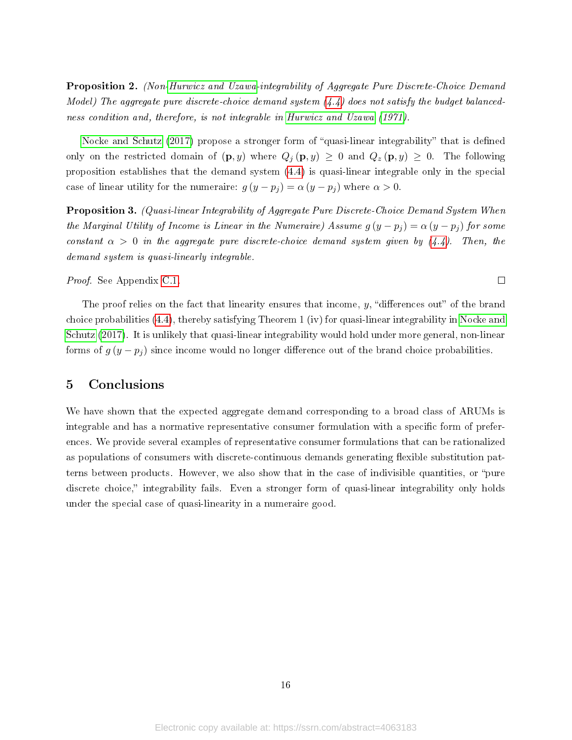**Proposition 2.** *(Non-Hurwicz and Uzawa-integrability of Aggregate Pure Discrete-Choice Demand Model) The aggregate pure discrete-choice demand system (4.4) does not satisfy the budget balancedness condition and, therefore, is not integrable in Hurwicz and Uzawa (1971).*

Nocke and Schutz (2017) propose a stronger form of "quasi-linear integrability" that is defined only on the restricted domain of $(\mathbf{p}, y)$ where $Q_j(\mathbf{p}, y) \geq 0$ and $Q_z(\mathbf{p}, y) \geq 0$. The following proposition establishes that the demand system (4.4) is quasi-linear integrable only in the special case of linear utility for the numeraire: $g(y - p_j) = \alpha(y - p_j)$ where $\alpha > 0$.

**Proposition 3.** *(Quasi-linear Integrability of Aggregate Pure Discrete-Choice Demand System When the Marginal Utility of Income is Linear in the Numeraire) Assume $g(y - p_j) = \alpha(y - p_j)$ for some constant $\alpha > 0$ in the aggregate pure discrete-choice demand system given by (4.4). Then, the demand system is quasi-linearly integrable.*

*Proof.* See Appendix C.1. □

The proof relies on the fact that linearity ensures that income, $y$, "differences out" of the brand choice probabilities (4.4), thereby satisfying Theorem 1 (iv) for quasi-linear integrability in Nocke and Schutz (2017). It is unlikely that quasi-linear integrability would hold under more general, non-linear forms of $g(y - p_j)$ since income would no longer difference out of the brand choice probabilities.

## 5 Conclusions

We have shown that the expected aggregate demand corresponding to a broad class of ARUMs is integrable and has a normative representative consumer formulation with a specific form of preferences. We provide several examples of representative consumer formulations that can be rationalized as populations of consumers with discrete-continuous demands generating flexible substitution patterns between products. However, we also show that in the case of indivisible quantities, or "pure discrete choice," integrability fails. Even a stronger form of quasi-linear integrability only holds under the special case of quasi-linearity in a numeraire good.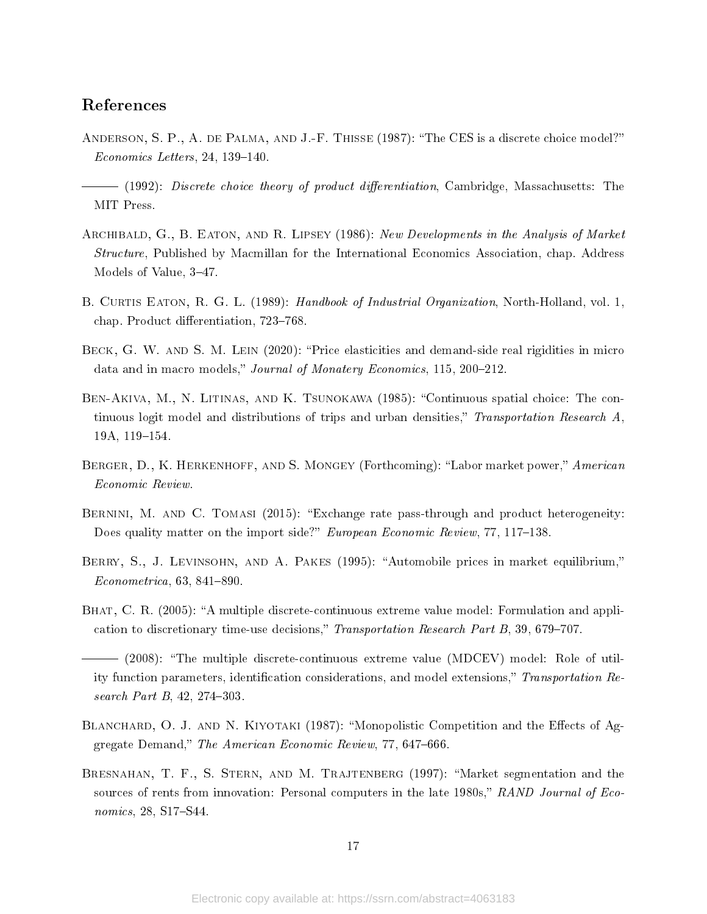## References

Anderson, S. P., A. de Palma, and J.-F. Thisse (1987): "The CES is a discrete choice model?" *Economics Letters*, 24, 139–140.

——— (1992): *Discrete choice theory of product differentiation*, Cambridge, Massachusetts: The MIT Press.

Archibald, G., B. Eaton, and R. Lipsey (1986): *New Developments in the Analysis of Market Structure*, Published by Macmillan for the International Economics Association, chap. Address Models of Value, 3–47.

B. Curtis Eaton, R. G. L. (1989): *Handbook of Industrial Organization*, North-Holland, vol. 1, chap. Product differentiation, 723–768.

Beck, G. W. and S. M. Lein (2020): "Price elasticities and demand-side real rigidities in micro data and in macro models," *Journal of Monatery Economics*, 115, 200–212.

Ben-Akiva, M., N. Litinas, and K. Tsunokawa (1985): "Continuous spatial choice: The continuous logit model and distributions of trips and urban densities," *Transportation Research A*, 19A, 119–154.

Berger, D., K. Herkenhoff, and S. Mongey (Forthcoming): "Labor market power," *American Economic Review*.

Bernini, M. and C. Tomasi (2015): "Exchange rate pass-through and product heterogeneity: Does quality matter on the import side?" *European Economic Review*, 77, 117–138.

Berry, S., J. Levinsohn, and A. Pakes (1995): "Automobile prices in market equilibrium," *Econometrica*, 63, 841–890.

Bhat, C. R. (2005): "A multiple discrete-continuous extreme value model: Formulation and application to discretionary time-use decisions," *Transportation Research Part B*, 39, 679–707.

——— (2008): "The multiple discrete-continuous extreme value (MDCEV) model: Role of utility function parameters, identification considerations, and model extensions," *Transportation Research Part B*, 42, 274–303.

Blanchard, O. J. and N. Kiyotaki (1987): "Monopolistic Competition and the Effects of Aggregate Demand," *The American Economic Review*, 77, 647–666.

Bresnahan, T. F., S. Stern, and M. Trajtenberg (1997): "Market segmentation and the sources of rents from innovation: Personal computers in the late 1980s," *RAND Journal of Economics*, 28, S17–S44.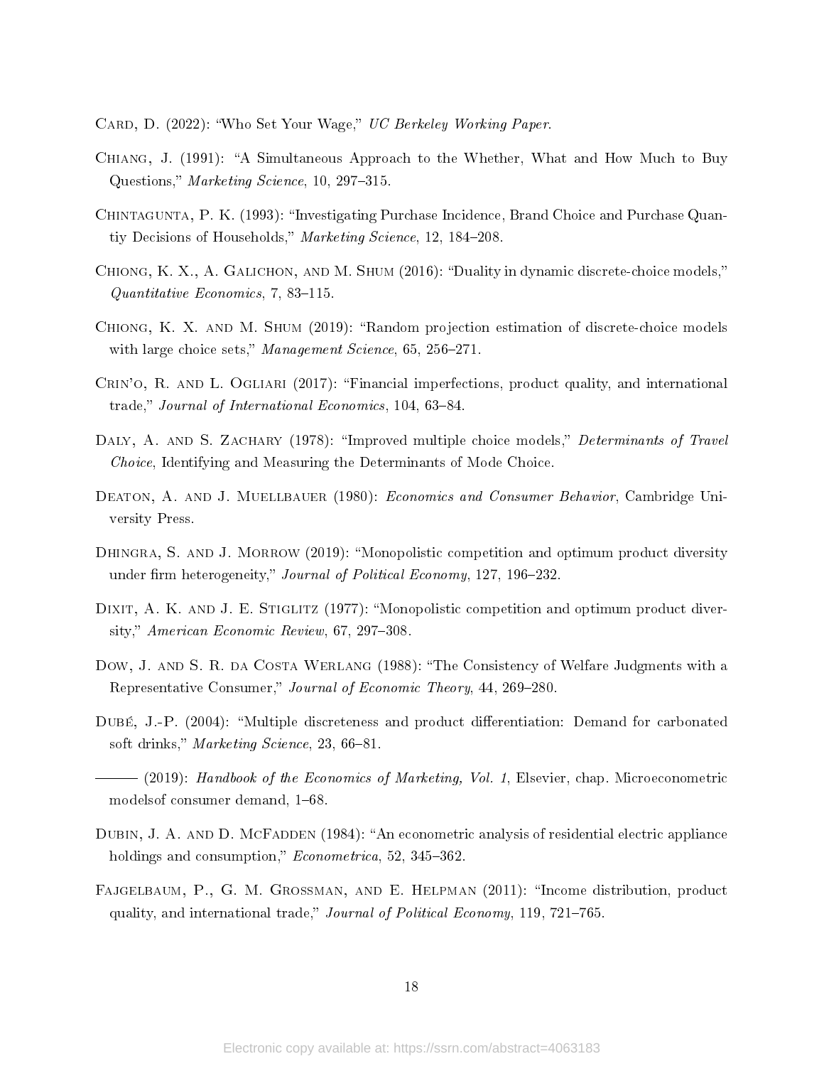Card, D. (2022): "Who Set Your Wage," *UC Berkeley Working Paper*.

Chiang, J. (1991): "A Simultaneous Approach to the Whether, What and How Much to Buy Questions," *Marketing Science*, 10, 297–315.

Chintagunta, P. K. (1993): "Investigating Purchase Incidence, Brand Choice and Purchase Quantiy Decisions of Households," *Marketing Science*, 12, 184–208.

Chiong, K. X., A. Galichon, and M. Shum (2016): "Duality in dynamic discrete-choice models," *Quantitative Economics*, 7, 83–115.

Chiong, K. X. and M. Shum (2019): "Random projection estimation of discrete-choice models with large choice sets," *Management Science*, 65, 256–271.

Crin'o, R. and L. Ogliari (2017): "Financial imperfections, product quality, and international trade," *Journal of International Economics*, 104, 63–84.

Daly, A. and S. Zachary (1978): "Improved multiple choice models," *Determinants of Travel Choice*, Identifying and Measuring the Determinants of Mode Choice.

Deaton, A. and J. Muellbauer (1980): *Economics and Consumer Behavior*, Cambridge University Press.

Dhingra, S. and J. Morrow (2019): "Monopolistic competition and optimum product diversity under firm heterogeneity," *Journal of Political Economy*, 127, 196–232.

Dixit, A. K. and J. E. Stiglitz (1977): "Monopolistic competition and optimum product diversity," *American Economic Review*, 67, 297–308.

Dow, J. and S. R. da Costa Werlang (1988): "The Consistency of Welfare Judgments with a Representative Consumer," *Journal of Economic Theory*, 44, 269–280.

Dubé, J.-P. (2004): "Multiple discreteness and product differentiation: Demand for carbonated soft drinks," *Marketing Science*, 23, 66–81.

——— (2019): *Handbook of the Economics of Marketing, Vol. 1*, Elsevier, chap. Microeconometric modelsof consumer demand, 1–68.

Dubin, J. A. and D. McFadden (1984): "An econometric analysis of residential electric appliance holdings and consumption," *Econometrica*, 52, 345–362.

Fajgelbaum, P., G. M. Grossman, and E. Helpman (2011): "Income distribution, product quality, and international trade," *Journal of Political Economy*, 119, 721–765.

Electronic copy available at: https://ssrn.com/abstract=4063183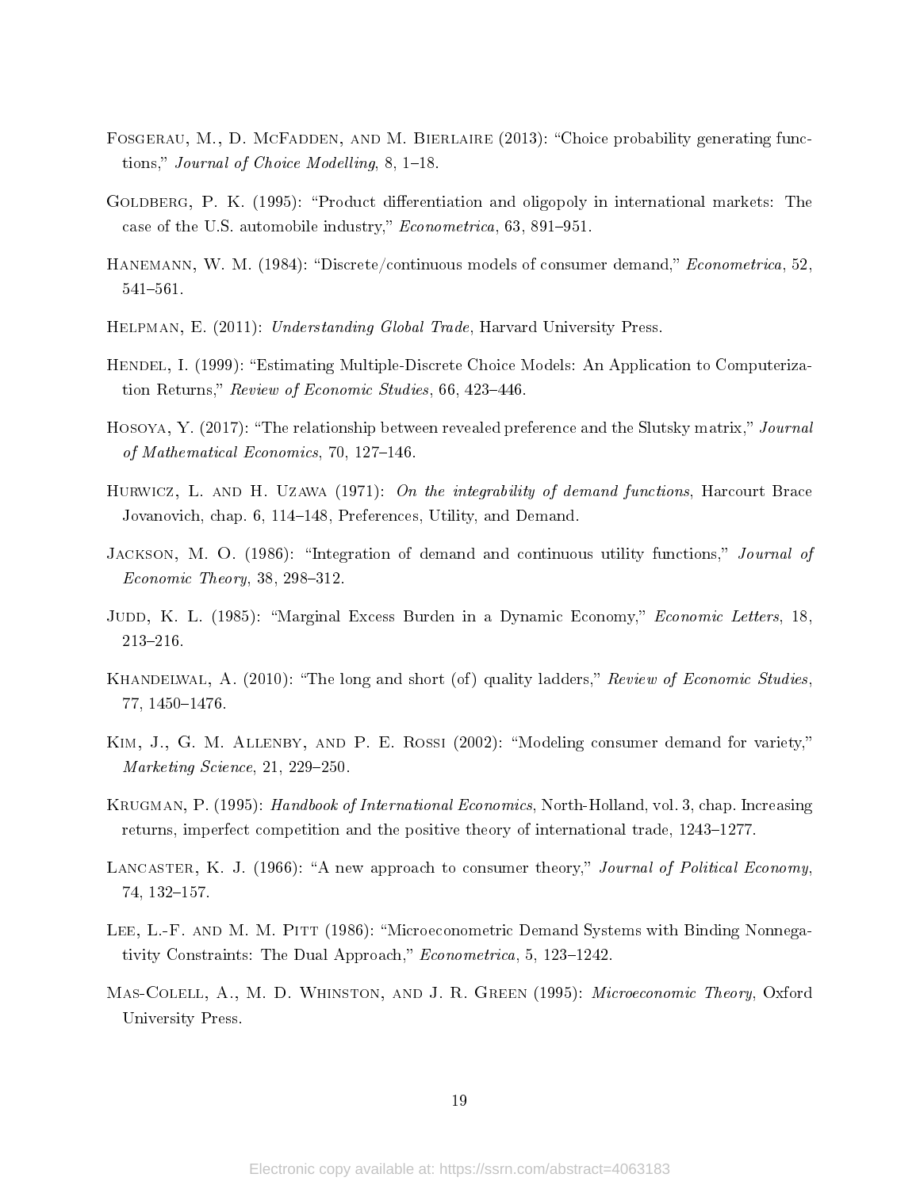Fosgerau, M., D. McFadden, and M. Bierlaire (2013): "Choice probability generating functions," *Journal of Choice Modelling*, 8, 1–18.

Goldberg, P. K. (1995): "Product differentiation and oligopoly in international markets: The case of the U.S. automobile industry," *Econometrica*, 63, 891–951.

Hanemann, W. M. (1984): "Discrete/continuous models of consumer demand," *Econometrica*, 52, 541–561.

Helpman, E. (2011): *Understanding Global Trade*, Harvard University Press.

Hendel, I. (1999): "Estimating Multiple-Discrete Choice Models: An Application to Computerization Returns," *Review of Economic Studies*, 66, 423–446.

Hosoya, Y. (2017): "The relationship between revealed preference and the Slutsky matrix," *Journal of Mathematical Economics*, 70, 127–146.

Hurwicz, L. and H. Uzawa (1971): *On the integrability of demand functions*, Harcourt Brace Jovanovich, chap. 6, 114–148, Preferences, Utility, and Demand.

Jackson, M. O. (1986): "Integration of demand and continuous utility functions," *Journal of Economic Theory*, 38, 298–312.

Judd, K. L. (1985): "Marginal Excess Burden in a Dynamic Economy," *Economic Letters*, 18, 213–216.

Khandelwal, A. (2010): "The long and short (of) quality ladders," *Review of Economic Studies*, 77, 1450–1476.

Kim, J., G. M. Allenby, and P. E. Rossi (2002): "Modeling consumer demand for variety," *Marketing Science*, 21, 229–250.

Krugman, P. (1995): *Handbook of International Economics*, North-Holland, vol. 3, chap. Increasing returns, imperfect competition and the positive theory of international trade, 1243–1277.

Lancaster, K. J. (1966): "A new approach to consumer theory," *Journal of Political Economy*, 74, 132–157.

Lee, L.-F. and M. M. Pitt (1986): "Microeconometric Demand Systems with Binding Nonnegativity Constraints: The Dual Approach," *Econometrica*, 5, 123–1242.

Mas-Colell, A., M. D. Whinston, and J. R. Green (1995): *Microeconomic Theory*, Oxford University Press.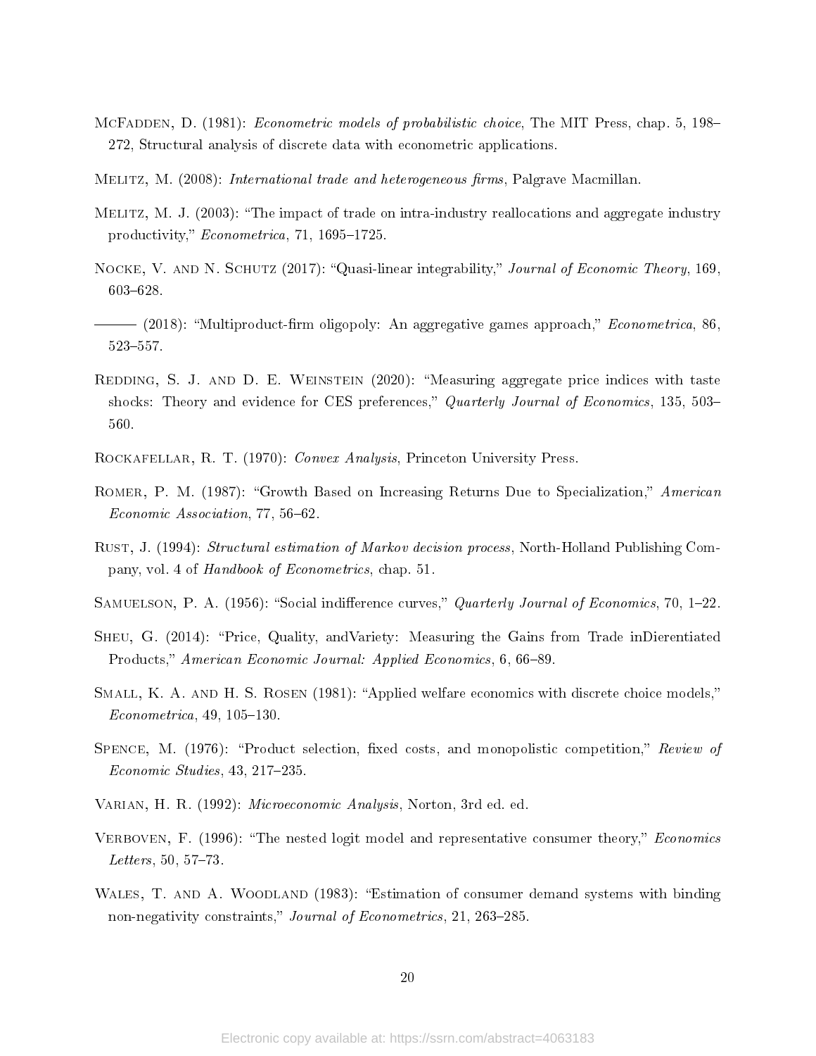McFadden, D. (1981): *Econometric models of probabilistic choice*, The MIT Press, chap. 5, 198–272, Structural analysis of discrete data with econometric applications.

Melitz, M. (2008): *International trade and heterogeneous firms*, Palgrave Macmillan.

Melitz, M. J. (2003): "The impact of trade on intra-industry reallocations and aggregate industry productivity," *Econometrica*, 71, 1695–1725.

Nocke, V. and N. Schutz (2017): "Quasi-linear integrability," *Journal of Economic Theory*, 169, 603–628.

——— (2018): "Multiproduct-firm oligopoly: An aggregative games approach," *Econometrica*, 86, 523–557.

Redding, S. J. and D. E. Weinstein (2020): "Measuring aggregate price indices with taste shocks: Theory and evidence for CES preferences," *Quarterly Journal of Economics*, 135, 503–560.

Rockafellar, R. T. (1970): *Convex Analysis*, Princeton University Press.

Romer, P. M. (1987): "Growth Based on Increasing Returns Due to Specialization," *American Economic Association*, 77, 56–62.

Rust, J. (1994): *Structural estimation of Markov decision process*, North-Holland Publishing Company, vol. 4 of *Handbook of Econometrics*, chap. 51.

Samuelson, P. A. (1956): "Social indifference curves," *Quarterly Journal of Economics*, 70, 1–22.

Sheu, G. (2014): "Price, Quality, andVariety: Measuring the Gains from Trade inDierentiated Products," *American Economic Journal: Applied Economics*, 6, 66–89.

Small, K. A. and H. S. Rosen (1981): "Applied welfare economics with discrete choice models," *Econometrica*, 49, 105–130.

Spence, M. (1976): "Product selection, fixed costs, and monopolistic competition," *Review of Economic Studies*, 43, 217–235.

Varian, H. R. (1992): *Microeconomic Analysis*, Norton, 3rd ed. ed.

Verboven, F. (1996): "The nested logit model and representative consumer theory," *Economics Letters*, 50, 57–73.

Wales, T. and A. Woodland (1983): "Estimation of consumer demand systems with binding non-negativity constraints," *Journal of Econometrics*, 21, 263–285.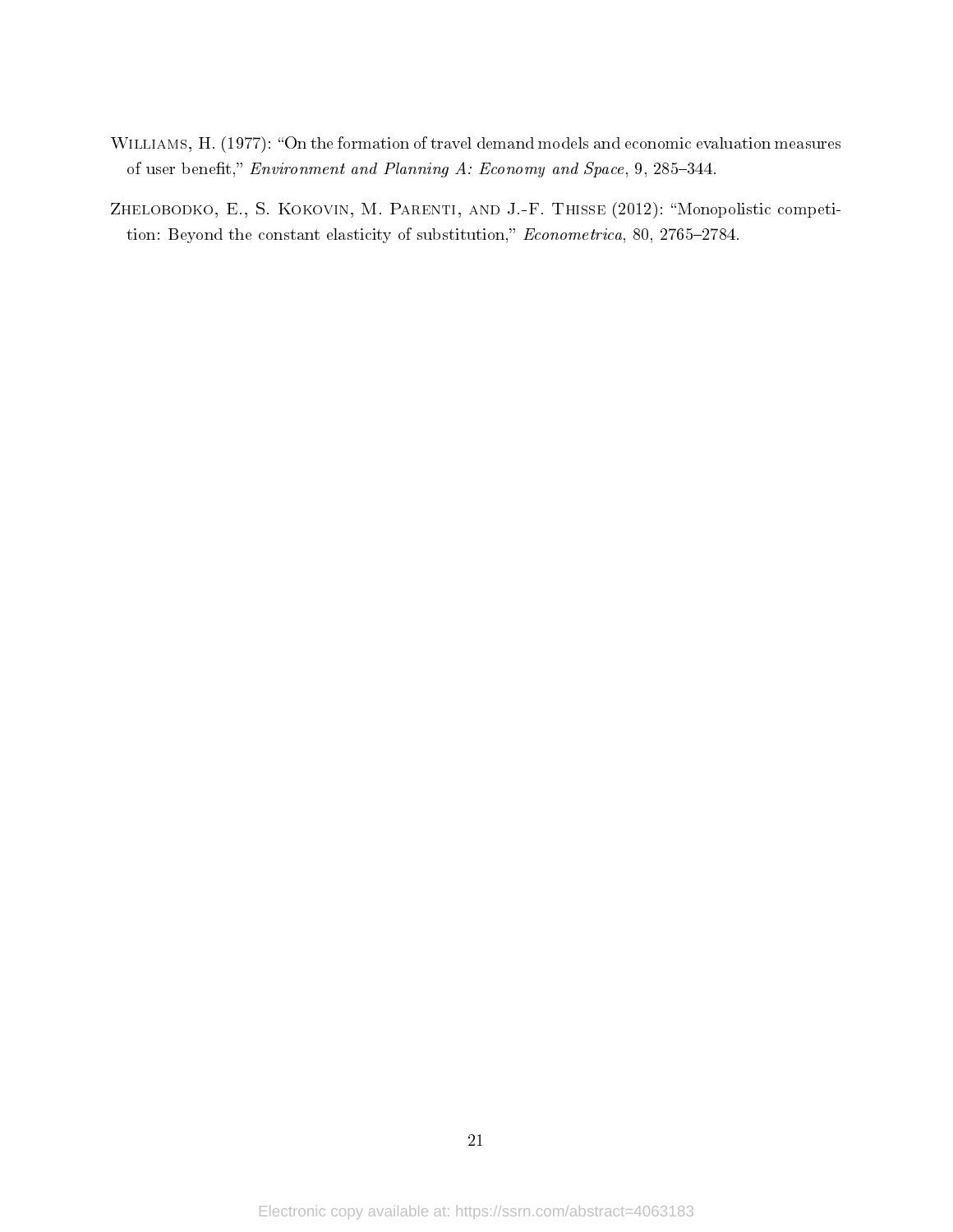Williams, H. (1977): "On the formation of travel demand models and economic evaluation measures of user benefit," *Environment and Planning A: Economy and Space*, 9, 285–344.

Zhelobodko, E., S. Kokovin, M. Parenti, and J.-F. Thisse (2012): "Monopolistic competition: Beyond the constant elasticity of substitution," *Econometrica*, 80, 2765–2784.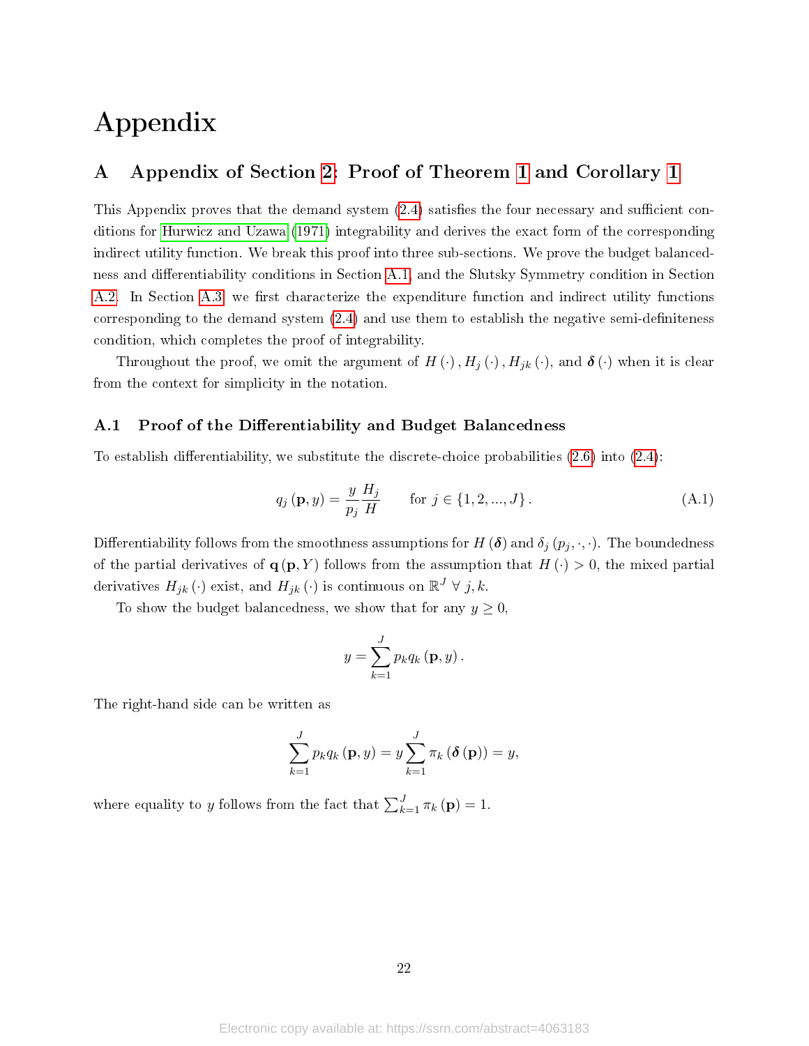# Appendix

## A Appendix of Section 2: Proof of Theorem 1 and Corollary 1

This Appendix proves that the demand system (2.4) satisfies the four necessary and sufficient conditions for Hurwicz and Uzawa (1971) integrability and derives the exact form of the corresponding indirect utility function. We break this proof into three sub-sections. We prove the budget balancedness and differentiability conditions in Section A.1, and the Slutsky Symmetry condition in Section A.2. In Section A.3 we first characterize the expenditure function and indirect utility functions corresponding to the demand system (2.4) and use them to establish the negative semi-definiteness condition, which completes the proof of integrability.

Throughout the proof, we omit the argument of $H(\cdot), H_j(\cdot), H_{jk}(\cdot)$, and $\boldsymbol{\delta}(\cdot)$ when it is clear from the context for simplicity in the notation.

### A.1 Proof of the Differentiability and Budget Balancedness

To establish differentiability, we substitute the discrete-choice probabilities (2.6) into (2.4):

$$q_j(\mathbf{p}, y) = \frac{y}{p_j}\frac{H_j}{H} \qquad \text{for } j \in \{1, 2, ..., J\}. \tag{A.1}$$

Differentiability follows from the smoothness assumptions for $H(\boldsymbol{\delta})$ and $\delta_j(p_j, \cdot, \cdot)$. The boundedness of the partial derivatives of $\mathbf{q}(\mathbf{p}, Y)$ follows from the assumption that $H(\cdot) > 0$, the mixed partial derivatives $H_{jk}(\cdot)$ exist, and $H_{jk}(\cdot)$ is continuous on $\mathbb{R}^J \ \forall \ j, k$.

To show the budget balancedness, we show that for any $y \geq 0$,

$$y = \sum_{k=1}^{J} p_k q_k(\mathbf{p}, y).$$

The right-hand side can be written as

$$\sum_{k=1}^{J} p_k q_k(\mathbf{p}, y) = y \sum_{k=1}^{J} \pi_k(\boldsymbol{\delta}(\mathbf{p})) = y,$$

where equality to $y$ follows from the fact that $\sum_{k=1}^{J} \pi_k(\mathbf{p}) = 1$.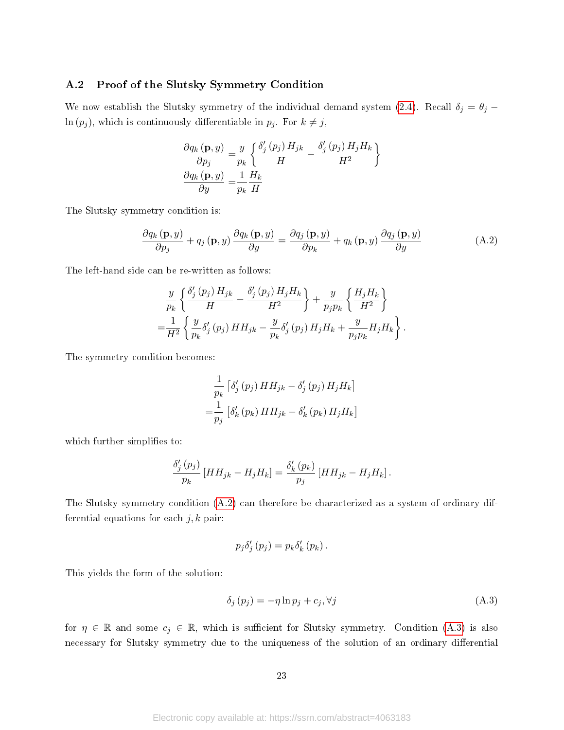### A.2 Proof of the Slutsky Symmetry Condition

We now establish the Slutsky symmetry of the individual demand system (2.4). Recall $\delta_j = \theta_j - \ln(p_j)$, which is continuously differentiable in $p_j$. For $k \neq j$,

$$
\begin{aligned}
\frac{\partial q_k(\mathbf{p}, y)}{\partial p_j} &= \frac{y}{p_k}\left\{\frac{\delta_j'(p_j)\, H_{jk}}{H} - \frac{\delta_j'(p_j)\, H_j H_k}{H^2}\right\} \\
\frac{\partial q_k(\mathbf{p}, y)}{\partial y} &= \frac{1}{p_k}\frac{H_k}{H}
\end{aligned}
$$

The Slutsky symmetry condition is:

$$
\frac{\partial q_k(\mathbf{p}, y)}{\partial p_j} + q_j(\mathbf{p}, y)\frac{\partial q_k(\mathbf{p}, y)}{\partial y} = \frac{\partial q_j(\mathbf{p}, y)}{\partial p_k} + q_k(\mathbf{p}, y)\frac{\partial q_j(\mathbf{p}, y)}{\partial y} \tag{A.2}
$$

The left-hand side can be re-written as follows:

$$
\begin{aligned}
&\frac{y}{p_k}\left\{\frac{\delta_j'(p_j)\, H_{jk}}{H} - \frac{\delta_j'(p_j)\, H_j H_k}{H^2}\right\} + \frac{y}{p_j p_k}\left\{\frac{H_j H_k}{H^2}\right\} \\
=&\frac{1}{H^2}\left\{\frac{y}{p_k}\delta_j'(p_j)\, H H_{jk} - \frac{y}{p_k}\delta_j'(p_j)\, H_j H_k + \frac{y}{p_j p_k} H_j H_k\right\}.
\end{aligned}
$$

The symmetry condition becomes:

$$
\begin{aligned}
&\frac{1}{p_k}\left[\delta_j'(p_j)\, H H_{jk} - \delta_j'(p_j)\, H_j H_k\right] \\
=&\frac{1}{p_j}\left[\delta_k'(p_k)\, H H_{jk} - \delta_k'(p_k)\, H_j H_k\right]
\end{aligned}
$$

which further simplifies to:

$$
\frac{\delta_j'(p_j)}{p_k}\left[H H_{jk} - H_j H_k\right] = \frac{\delta_k'(p_k)}{p_j}\left[H H_{jk} - H_j H_k\right].
$$

The Slutsky symmetry condition (A.2) can therefore be characterized as a system of ordinary differential equations for each $j, k$ pair:

$$
p_j \delta_j'(p_j) = p_k \delta_k'(p_k).
$$

This yields the form of the solution:

$$
\delta_j(p_j) = -\eta \ln p_j + c_j, \forall j \tag{A.3}
$$

for $\eta \in \mathbb{R}$ and some $c_j \in \mathbb{R}$, which is sufficient for Slutsky symmetry. Condition (A.3) is also necessary for Slutsky symmetry due to the uniqueness of the solution of an ordinary differential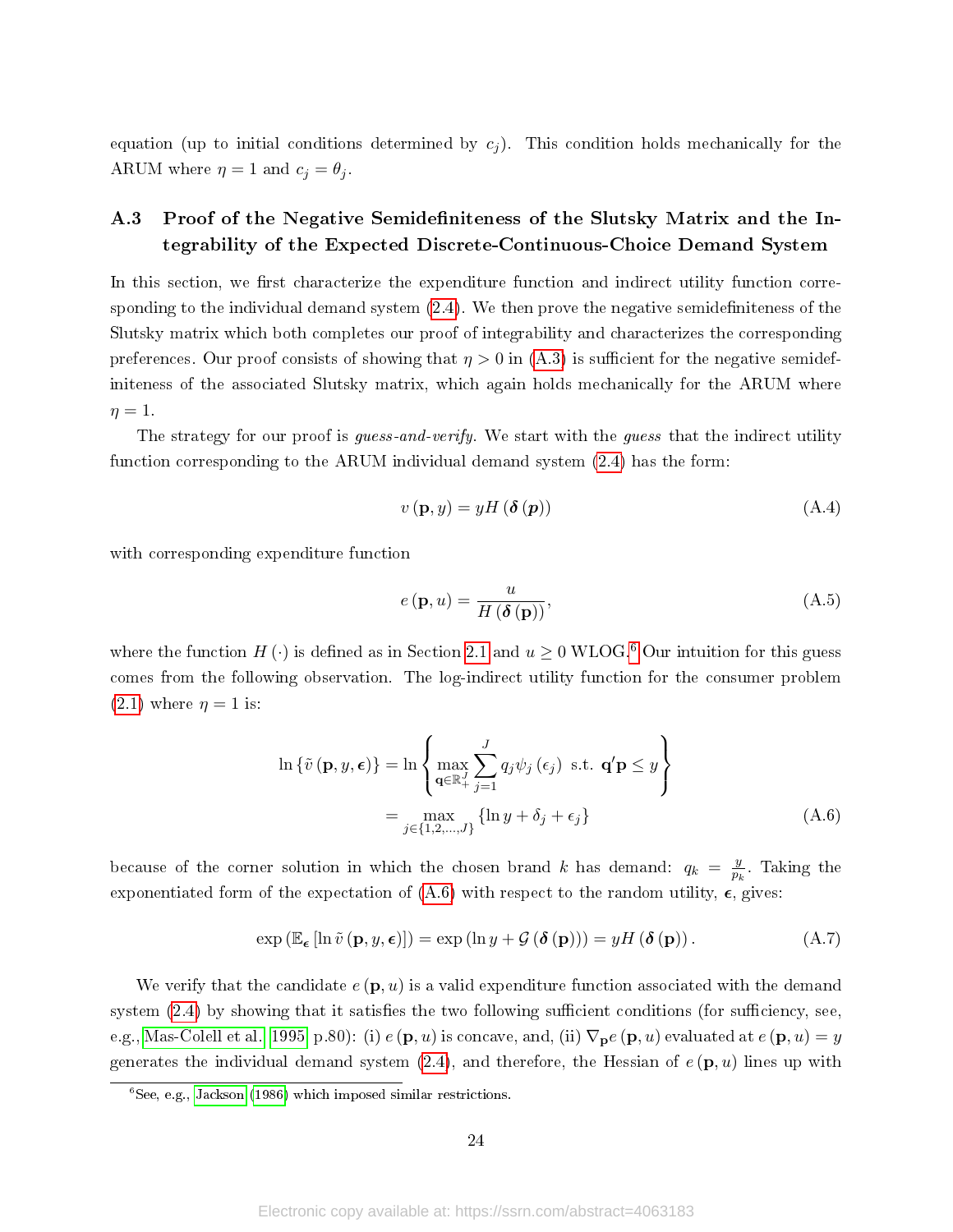equation (up to initial conditions determined by $c_j$). This condition holds mechanically for the ARUM where $\eta = 1$ and $c_j = \theta_j$.

### A.3 Proof of the Negative Semidefiniteness of the Slutsky Matrix and the Integrability of the Expected Discrete-Continuous-Choice Demand System

In this section, we first characterize the expenditure function and indirect utility function corresponding to the individual demand system (2.4). We then prove the negative semidefiniteness of the Slutsky matrix which both completes our proof of integrability and characterizes the corresponding preferences. Our proof consists of showing that $\eta > 0$ in (A.3) is sufficient for the negative semidefiniteness of the associated Slutsky matrix, which again holds mechanically for the ARUM where $\eta = 1$.

The strategy for our proof is *guess-and-verify*. We start with the *guess* that the indirect utility function corresponding to the ARUM individual demand system (2.4) has the form:

$$v(\mathbf{p}, y) = yH(\boldsymbol{\delta}(\boldsymbol{p})) \tag{A.4}$$

with corresponding expenditure function

$$e(\mathbf{p}, u) = \frac{u}{H(\boldsymbol{\delta}(\mathbf{p}))}, \tag{A.5}$$

where the function $H(\cdot)$ is defined as in Section 2.1 and $u \geq 0$ WLOG.[6] Our intuition for this guess comes from the following observation. The log-indirect utility function for the consumer problem (2.1) where $\eta = 1$ is:

$$\begin{aligned}
\ln\{\tilde{v}(\mathbf{p}, y, \boldsymbol{\epsilon})\} &= \ln\left\{\max_{\mathbf{q}\in\mathbb{R}_+^J} \sum_{j=1}^{J} q_j \psi_j(\epsilon_j) \text{ s.t. } \mathbf{q}'\mathbf{p} \leq y\right\} \\
&= \max_{j\in\{1,2,\ldots,J\}} \{\ln y + \delta_j + \epsilon_j\}
\end{aligned} \tag{A.6}$$

because of the corner solution in which the chosen brand $k$ has demand: $q_k = \frac{y}{p_k}$. Taking the exponentiated form of the expectation of (A.6) with respect to the random utility, $\boldsymbol{\epsilon}$, gives:

$$\exp\left(\mathbb{E}_{\boldsymbol{\epsilon}}\left[\ln \tilde{v}(\mathbf{p}, y, \boldsymbol{\epsilon})\right]\right) = \exp\left(\ln y + \mathcal{G}(\boldsymbol{\delta}(\mathbf{p}))\right) = yH(\boldsymbol{\delta}(\mathbf{p})). \tag{A.7}$$

We verify that the candidate $e(\mathbf{p}, u)$ is a valid expenditure function associated with the demand system (2.4) by showing that it satisfies the two following sufficient conditions (for sufficiency, see, e.g., Mas-Colell et al. 1995 p.80): (i) $e(\mathbf{p}, u)$ is concave, and, (ii) $\nabla_{\mathbf{p}} e(\mathbf{p}, u)$ evaluated at $e(\mathbf{p}, u) = y$ generates the individual demand system (2.4), and therefore, the Hessian of $e(\mathbf{p}, u)$ lines up with

[6] See, e.g., Jackson (1986) which imposed similar restrictions.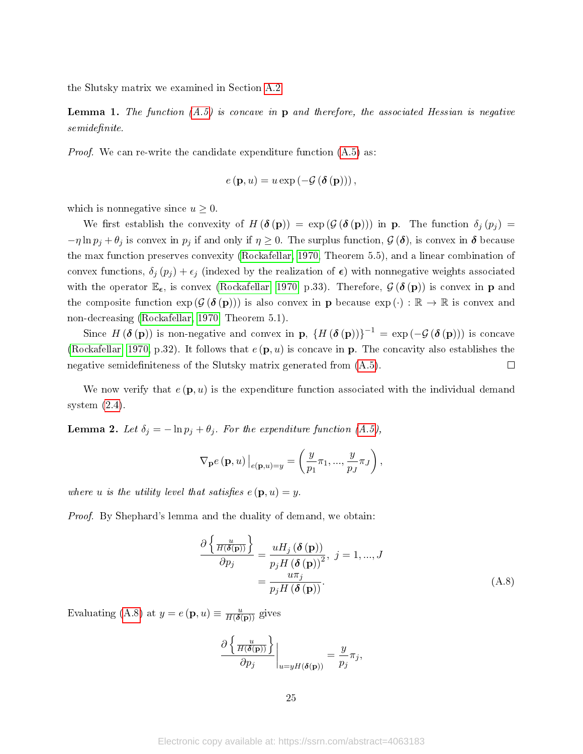the Slutsky matrix we examined in Section A.2.

**Lemma 1.** *The function (A.5) is concave in* $\mathbf{p}$ *and therefore, the associated Hessian is negative semidefinite.*

*Proof.* We can re-write the candidate expenditure function (A.5) as:

$$e(\mathbf{p}, u) = u \exp\left(-\mathcal{G}\left(\boldsymbol{\delta}\left(\mathbf{p}\right)\right)\right),$$

which is nonnegative since $u \geq 0$.

We first establish the convexity of $H(\boldsymbol{\delta}(\mathbf{p})) = \exp\left(\mathcal{G}\left(\boldsymbol{\delta}(\mathbf{p})\right)\right)$ in $\mathbf{p}$. The function $\delta_j(p_j) = -\eta \ln p_j + \theta_j$ is convex in $p_j$ if and only if $\eta \geq 0$. The surplus function, $\mathcal{G}(\boldsymbol{\delta})$, is convex in $\boldsymbol{\delta}$ because the max function preserves convexity (Rockafellar, 1970, Theorem 5.5), and a linear combination of convex functions, $\delta_j(p_j) + \epsilon_j$ (indexed by the realization of $\boldsymbol{\epsilon}$) with nonnegative weights associated with the operator $\mathbb{E}_{\boldsymbol{\epsilon}}$, is convex (Rockafellar, 1970, p.33). Therefore, $\mathcal{G}(\boldsymbol{\delta}(\mathbf{p}))$ is convex in $\mathbf{p}$ and the composite function $\exp\left(\mathcal{G}\left(\boldsymbol{\delta}(\mathbf{p})\right)\right)$ is also convex in $\mathbf{p}$ because $\exp(\cdot) : \mathbb{R} \rightarrow \mathbb{R}$ is convex and non-decreasing (Rockafellar, 1970, Theorem 5.1).

Since $H(\boldsymbol{\delta}(\mathbf{p}))$ is non-negative and convex in $\mathbf{p}$, $\{H(\boldsymbol{\delta}(\mathbf{p}))\}^{-1} = \exp\left(-\mathcal{G}\left(\boldsymbol{\delta}(\mathbf{p})\right)\right)$ is concave (Rockafellar, 1970, p.32). It follows that $e(\mathbf{p}, u)$ is concave in $\mathbf{p}$. The concavity also establishes the negative semidefiniteness of the Slutsky matrix generated from (A.5). $\square$

We now verify that $e(\mathbf{p}, u)$ is the expenditure function associated with the individual demand system (2.4).

**Lemma 2.** *Let* $\delta_j = -\ln p_j + \theta_j$*. For the expenditure function (A.5),*

$$\nabla_{\mathbf{p}} e(\mathbf{p}, u)\big|_{e(\mathbf{p},u)=y} = \left(\frac{y}{p_1}\pi_1, ..., \frac{y}{p_J}\pi_J\right),$$

*where* $u$ *is the utility level that satisfies* $e(\mathbf{p}, u) = y$*.*

*Proof.* By Shephard's lemma and the duality of demand, we obtain:

$$\begin{aligned}
\frac{\partial \left\{\frac{u}{H(\boldsymbol{\delta}(\mathbf{p}))}\right\}}{\partial p_j} &= \frac{u H_j\left(\boldsymbol{\delta}(\mathbf{p})\right)}{p_j H\left(\boldsymbol{\delta}(\mathbf{p})\right)^2}, \ j = 1, ..., J \\
&= \frac{u \pi_j}{p_j H\left(\boldsymbol{\delta}(\mathbf{p})\right)}. \qquad \text{(A.8)}
\end{aligned}$$

Evaluating (A.8) at $y = e(\mathbf{p}, u) \equiv \frac{u}{H(\boldsymbol{\delta}(\mathbf{p}))}$ gives

$$\left.\frac{\partial \left\{\frac{u}{H(\boldsymbol{\delta}(\mathbf{p}))}\right\}}{\partial p_j}\right|_{u=yH(\boldsymbol{\delta}(\mathbf{p}))} = \frac{y}{p_j}\pi_j,$$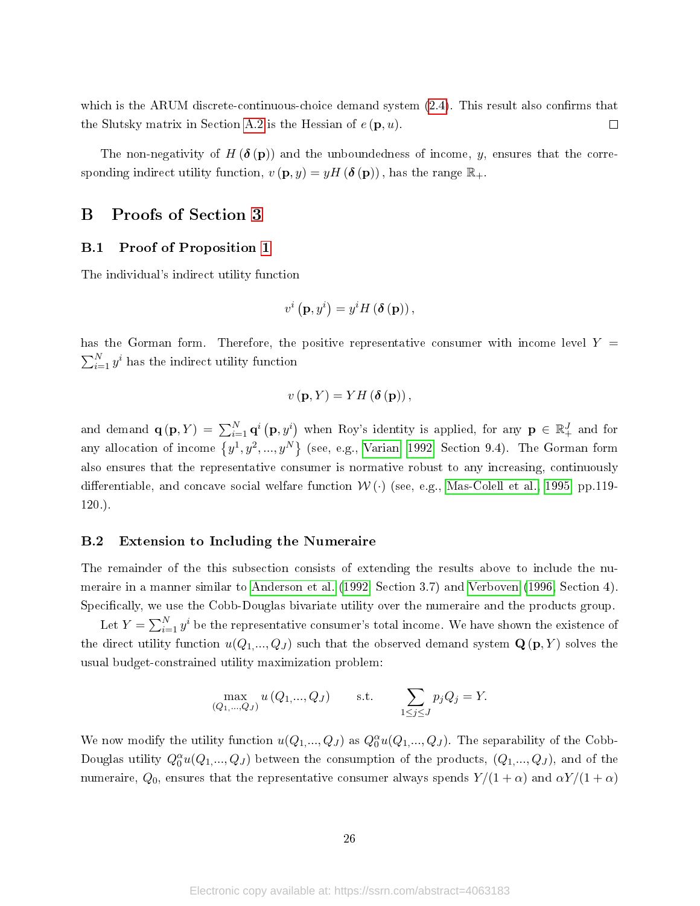which is the ARUM discrete-continuous-choice demand system (2.4). This result also confirms that the Slutsky matrix in Section A.2 is the Hessian of $e(\mathbf{p}, u)$. $\square$

The non-negativity of $H(\boldsymbol{\delta}(\mathbf{p}))$ and the unboundedness of income, $y$, ensures that the corresponding indirect utility function, $v(\mathbf{p}, y) = yH(\boldsymbol{\delta}(\mathbf{p}))$, has the range $\mathbb{R}_+$.

# B Proofs of Section 3

## B.1 Proof of Proposition 1

The individual's indirect utility function

$$v^i\left(\mathbf{p}, y^i\right) = y^i H\left(\boldsymbol{\delta}(\mathbf{p})\right),$$

has the Gorman form. Therefore, the positive representative consumer with income level $Y = \sum_{i=1}^N y^i$ has the indirect utility function

$$v(\mathbf{p}, Y) = YH\left(\boldsymbol{\delta}(\mathbf{p})\right),$$

and demand $\mathbf{q}(\mathbf{p}, Y) = \sum_{i=1}^N \mathbf{q}^i\left(\mathbf{p}, y^i\right)$ when Roy's identity is applied, for any $\mathbf{p} \in \mathbb{R}_+^J$ and for any allocation of income $\left\{y^1, y^2, ..., y^N\right\}$ (see, e.g., Varian 1992 Section 9.4). The Gorman form also ensures that the representative consumer is normative robust to any increasing, continuously differentiable, and concave social welfare function $\mathcal{W}(\cdot)$ (see, e.g., Mas-Colell et al. 1995 pp.119-120.).

## B.2 Extension to Including the Numeraire

The remainder of the this subsection consists of extending the results above to include the numeraire in a manner similar to Anderson et al. (1992 Section 3.7) and Verboven (1996 Section 4). Specifically, we use the Cobb-Douglas bivariate utility over the numeraire and the products group.

Let $Y = \sum_{i=1}^N y^i$ be the representative consumer's total income. We have shown the existence of the direct utility function $u(Q_1, ..., Q_J)$ such that the observed demand system $\mathbf{Q}(\mathbf{p}, Y)$ solves the usual budget-constrained utility maximization problem:

$$\max_{(Q_1, ..., Q_J)} u\left(Q_1, ..., Q_J\right) \qquad \text{s.t.} \qquad \sum_{1 \leq j \leq J} p_j Q_j = Y.$$

We now modify the utility function $u(Q_1, ..., Q_J)$ as $Q_0^\alpha u(Q_1, ..., Q_J)$. The separability of the Cobb-Douglas utility $Q_0^\alpha u(Q_1, ..., Q_J)$ between the consumption of the products, $(Q_1, ..., Q_J)$, and of the numeraire, $Q_0$, ensures that the representative consumer always spends $Y/(1+\alpha)$ and $\alpha Y/(1+\alpha)$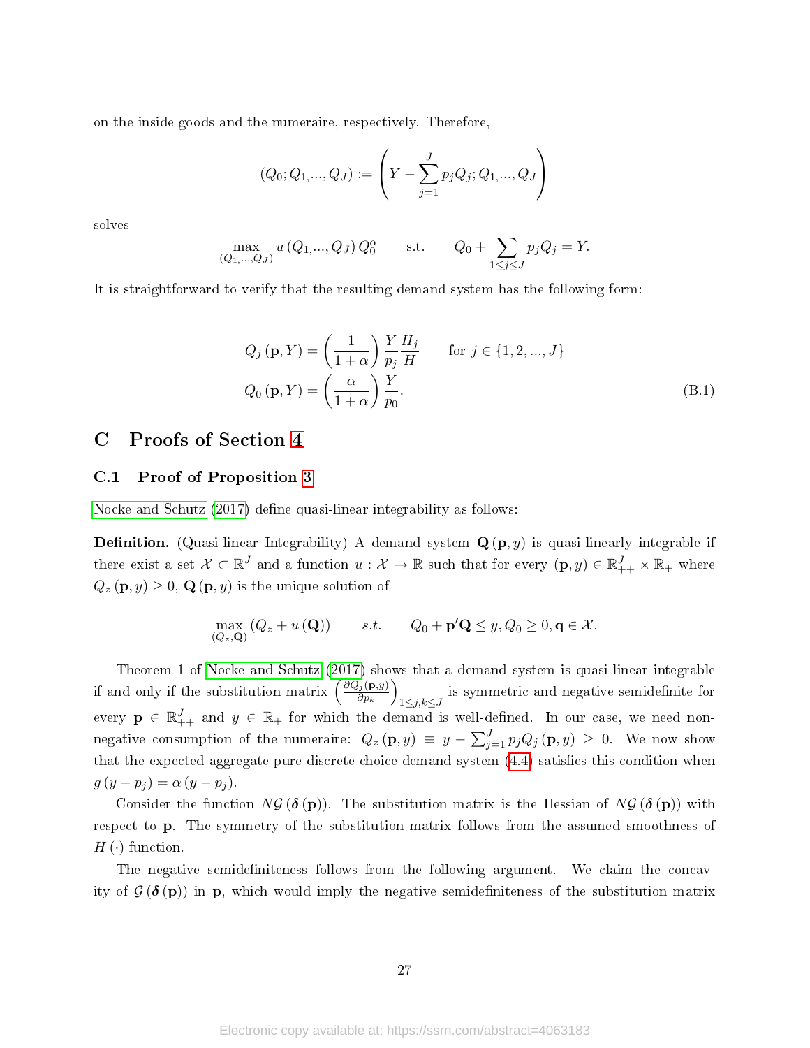on the inside goods and the numeraire, respectively. Therefore,

$$(Q_0; Q_1, ..., Q_J) := \left( Y - \sum_{j=1}^{J} p_j Q_j; Q_1, ..., Q_J \right)$$

solves

$$\max_{(Q_1,...,Q_J)} u(Q_1, ..., Q_J) Q_0^{\alpha} \qquad \text{s.t.} \qquad Q_0 + \sum_{1 \le j \le J} p_j Q_j = Y.$$

It is straightforward to verify that the resulting demand system has the following form:

$$\begin{aligned} Q_j(\mathbf{p}, Y) &= \left( \frac{1}{1+\alpha} \right) \frac{Y}{p_j} \frac{H_j}{H} \qquad \text{for } j \in \{1, 2, ..., J\} \\ Q_0(\mathbf{p}, Y) &= \left( \frac{\alpha}{1+\alpha} \right) \frac{Y}{p_0}. \end{aligned} \tag{B.1}$$

# C Proofs of Section 4

## C.1 Proof of Proposition 3

Nocke and Schutz (2017) define quasi-linear integrability as follows:

**Definition.** (Quasi-linear Integrability) A demand system $\mathbf{Q}(\mathbf{p}, y)$ is quasi-linearly integrable if there exist a set $\mathcal{X} \subset \mathbb{R}^J$ and a function $u : \mathcal{X} \to \mathbb{R}$ such that for every $(\mathbf{p}, y) \in \mathbb{R}^J_{++} \times \mathbb{R}_+$ where $Q_z(\mathbf{p}, y) \ge 0$, $\mathbf{Q}(\mathbf{p}, y)$ is the unique solution of

$$\max_{(Q_z, \mathbf{Q})} (Q_z + u(\mathbf{Q})) \qquad s.t. \qquad Q_0 + \mathbf{p}'\mathbf{Q} \le y, Q_0 \ge 0, \mathbf{q} \in \mathcal{X}.$$

Theorem 1 of Nocke and Schutz (2017) shows that a demand system is quasi-linear integrable if and only if the substitution matrix $\left( \frac{\partial Q_j(\mathbf{p}, y)}{\partial p_k} \right)_{1 \le j,k \le J}$ is symmetric and negative semidefinite for every $\mathbf{p} \in \mathbb{R}^J_{++}$ and $y \in \mathbb{R}_+$ for which the demand is well-defined. In our case, we need non-negative consumption of the numeraire: $Q_z(\mathbf{p}, y) \equiv y - \sum_{j=1}^{J} p_j Q_j(\mathbf{p}, y) \ge 0$. We now show that the expected aggregate pure discrete-choice demand system (4.4) satisfies this condition when $g(y - p_j) = \alpha(y - p_j)$.

Consider the function $N\mathcal{G}(\boldsymbol{\delta}(\mathbf{p}))$. The substitution matrix is the Hessian of $N\mathcal{G}(\boldsymbol{\delta}(\mathbf{p}))$ with respect to $\mathbf{p}$. The symmetry of the substitution matrix follows from the assumed smoothness of $H(\cdot)$ function.

The negative semidefiniteness follows from the following argument. We claim the concavity of $\mathcal{G}(\boldsymbol{\delta}(\mathbf{p}))$ in $\mathbf{p}$, which would imply the negative semidefiniteness of the substitution matrix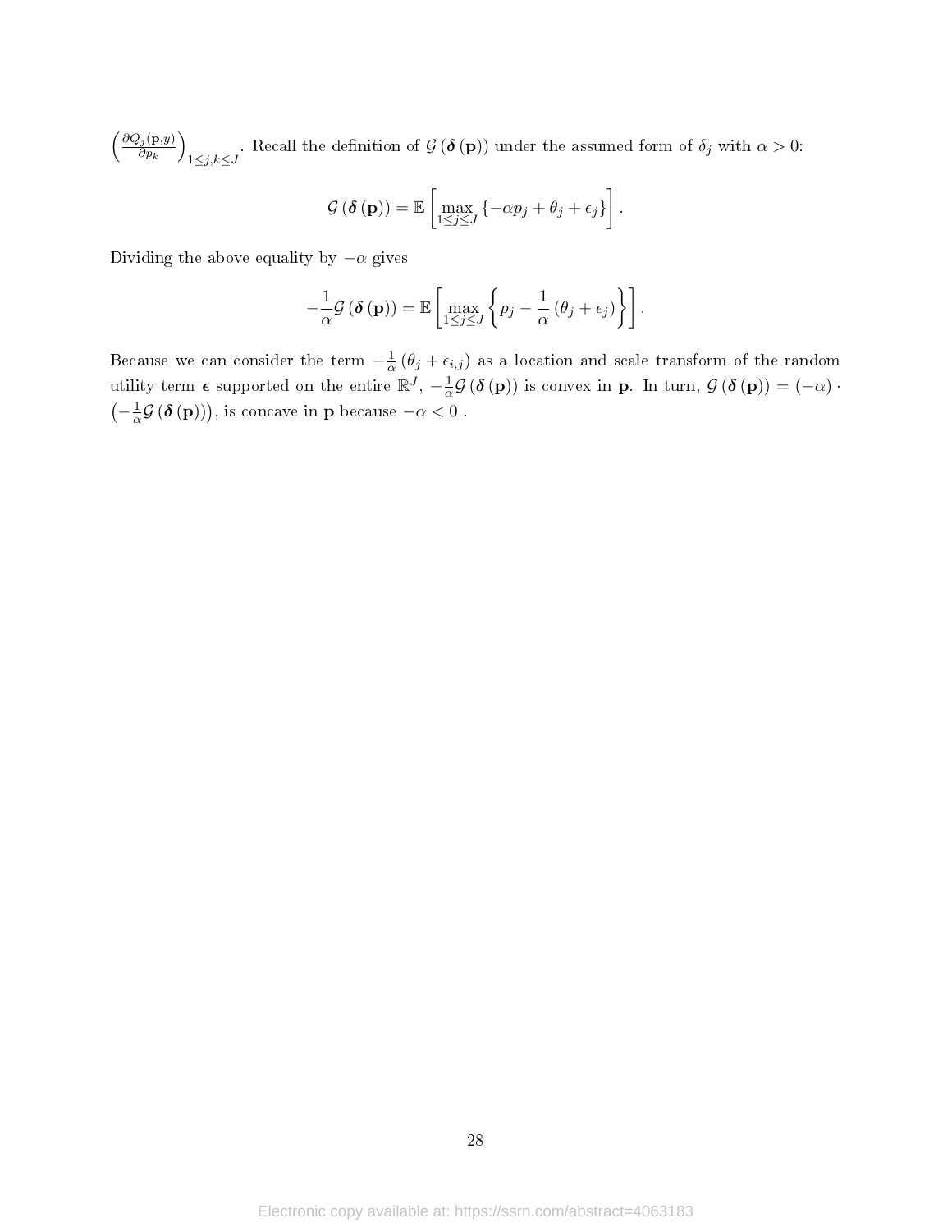$\left(\frac{\partial Q_j(\mathbf{p},y)}{\partial p_k}\right)_{1\leq j,k\leq J}$. Recall the definition of $\mathcal{G}(\boldsymbol{\delta}(\mathbf{p}))$ under the assumed form of $\delta_j$ with $\alpha > 0$:

$$\mathcal{G}(\boldsymbol{\delta}(\mathbf{p})) = \mathbb{E}\left[\max_{1\leq j\leq J}\{-\alpha p_j + \theta_j + \epsilon_j\}\right].$$

Dividing the above equality by $-\alpha$ gives

$$-\frac{1}{\alpha}\mathcal{G}(\boldsymbol{\delta}(\mathbf{p})) = \mathbb{E}\left[\max_{1\leq j\leq J}\left\{p_j - \frac{1}{\alpha}(\theta_j + \epsilon_j)\right\}\right].$$

Because we can consider the term $-\frac{1}{\alpha}(\theta_j + \epsilon_{i,j})$ as a location and scale transform of the random utility term $\boldsymbol{\epsilon}$ supported on the entire $\mathbb{R}^J$, $-\frac{1}{\alpha}\mathcal{G}(\boldsymbol{\delta}(\mathbf{p}))$ is convex in $\mathbf{p}$. In turn, $\mathcal{G}(\boldsymbol{\delta}(\mathbf{p})) = (-\alpha)\cdot\left(-\frac{1}{\alpha}\mathcal{G}(\boldsymbol{\delta}(\mathbf{p}))\right)$, is concave in $\mathbf{p}$ because $-\alpha < 0$ .